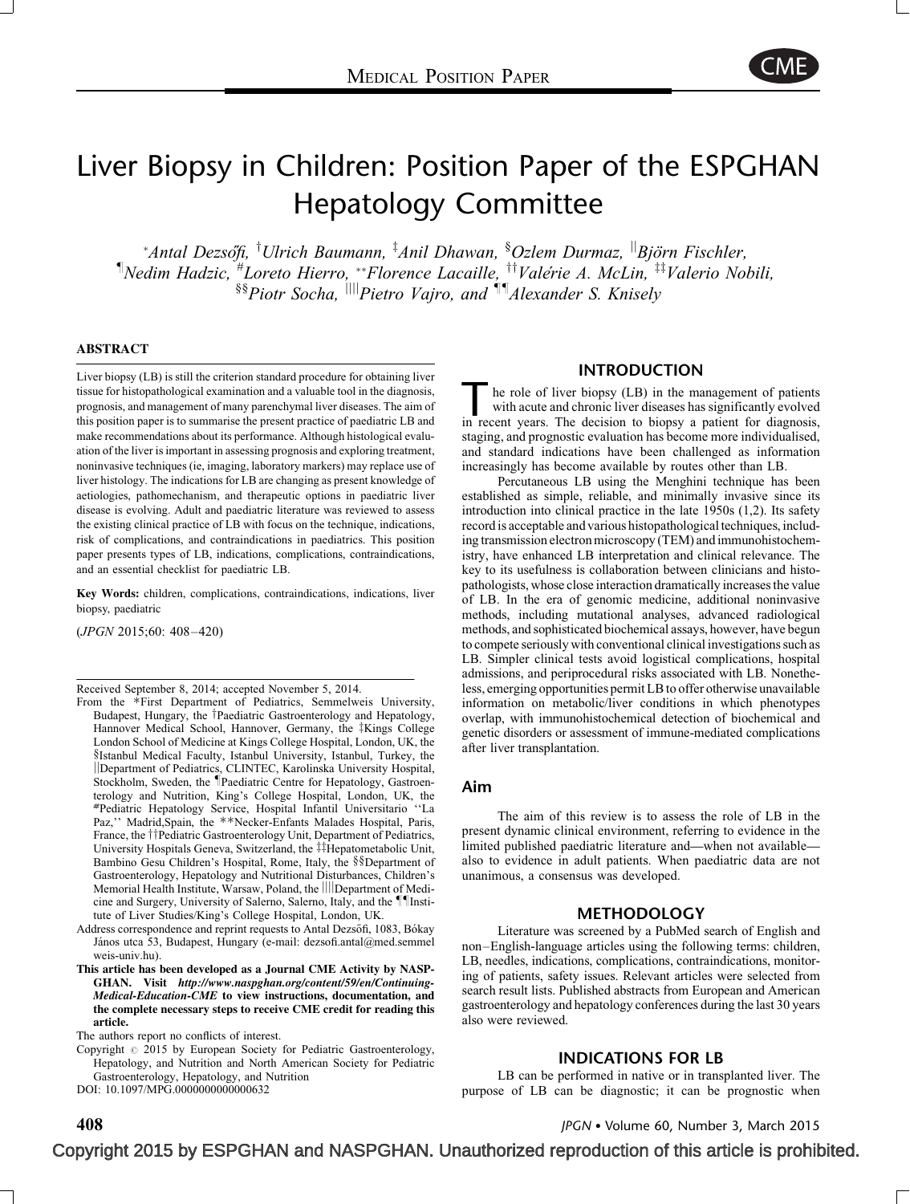# Liver Biopsy in Children: Position Paper of the ESPGHAN Hepatology Committee

[*]Antal Dezsőfi, [†]Ulrich Baumann, [‡]Anil Dhawan, [§]Ozlem Durmaz, [||]Björn Fischler, [¶]Nedim Hadzic, [#]Loreto Hierro, [**]Florence Lacaille, [††]Valérie A. McLin, [‡‡]Valerio Nobili, [§§]Piotr Socha, [||||]Pietro Vajro, and [¶¶]Alexander S. Knisely

## ABSTRACT

Liver biopsy (LB) is still the criterion standard procedure for obtaining liver tissue for histopathological examination and a valuable tool in the diagnosis, prognosis, and management of many parenchymal liver diseases. The aim of this position paper is to summarise the present practice of paediatric LB and make recommendations about its performance. Although histological evaluation of the liver is important in assessing prognosis and exploring treatment, noninvasive techniques (ie, imaging, laboratory markers) may replace use of liver histology. The indications for LB are changing as present knowledge of aetiologies, pathomechanism, and therapeutic options in paediatric liver disease is evolving. Adult and paediatric literature was reviewed to assess the existing clinical practice of LB with focus on the technique, indications, risk of complications, and contraindications in paediatrics. This position paper presents types of LB, indications, complications, contraindications, and an essential checklist for paediatric LB.

**Key Words:** children, complications, contraindications, indications, liver biopsy, paediatric

(*JPGN* 2015;60: 408–420)

Received September 8, 2014; accepted November 5, 2014.

From the *First Department of Pediatrics, Semmelweis University, Budapest, Hungary, the †Paediatric Gastroenterology and Hepatology, Hannover Medical School, Hannover, Germany, the ‡Kings College London School of Medicine at Kings College Hospital, London, UK, the §Istanbul Medical Faculty, Istanbul University, Istanbul, Turkey, the ||Department of Pediatrics, CLINTEC, Karolinska University Hospital, Stockholm, Sweden, the ¶Paediatric Centre for Hepatology, Gastroenterology and Nutrition, King's College Hospital, London, UK, the #Pediatric Hepatology Service, Hospital Infantil Universitario ''La Paz,'' Madrid,Spain, the **Necker-Enfants Malades Hospital, Paris, France, the ††Pediatric Gastroenterology Unit, Department of Pediatrics, University Hospitals Geneva, Switzerland, the ‡‡Hepatometabolic Unit, Bambino Gesu Children's Hospital, Rome, Italy, the §§Department of Gastroenterology, Hepatology and Nutritional Disturbances, Children's Memorial Health Institute, Warsaw, Poland, the ||||Department of Medicine and Surgery, University of Salerno, Salerno, Italy, and the ¶¶Institute of Liver Studies/King's College Hospital, London, UK.

Address correspondence and reprint requests to Antal Dezsőfi, 1083, Bókay János utca 53, Budapest, Hungary (e-mail: dezsofi.antal@med.semmelweis-univ.hu).

**This article has been developed as a Journal CME Activity by NASPGHAN. Visit *http://www.naspghan.org/content/59/en/Continuing-Medical-Education-CME* to view instructions, documentation, and the complete necessary steps to receive CME credit for reading this article.**

The authors report no conflicts of interest.

Copyright © 2015 by European Society for Pediatric Gastroenterology, Hepatology, and Nutrition and North American Society for Pediatric Gastroenterology, Hepatology, and Nutrition

DOI: 10.1097/MPG.0000000000000632

## INTRODUCTION

The role of liver biopsy (LB) in the management of patients with acute and chronic liver diseases has significantly evolved in recent years. The decision to biopsy a patient for diagnosis, staging, and prognostic evaluation has become more individualised, and standard indications have been challenged as information increasingly has become available by routes other than LB.

Percutaneous LB using the Menghini technique has been established as simple, reliable, and minimally invasive since its introduction into clinical practice in the late 1950s (1,2). Its safety record is acceptable and various histopathological techniques, including transmission electron microscopy (TEM) and immunohistochemistry, have enhanced LB interpretation and clinical relevance. The key to its usefulness is collaboration between clinicians and histopathologists, whose close interaction dramatically increases the value of LB. In the era of genomic medicine, additional noninvasive methods, including mutational analyses, advanced radiological methods, and sophisticated biochemical assays, however, have begun to compete seriously with conventional clinical investigations such as LB. Simpler clinical tests avoid logistical complications, hospital admissions, and periprocedural risks associated with LB. Nonetheless, emerging opportunities permit LB to offer otherwise unavailable information on metabolic/liver conditions in which phenotypes overlap, with immunohistochemical detection of biochemical and genetic disorders or assessment of immune-mediated complications after liver transplantation.

### Aim

The aim of this review is to assess the role of LB in the present dynamic clinical environment, referring to evidence in the limited published paediatric literature and—when not available—also to evidence in adult patients. When paediatric data are not unanimous, a consensus was developed.

## METHODOLOGY

Literature was screened by a PubMed search of English and non–English-language articles using the following terms: children, LB, needles, indications, complications, contraindications, monitoring of patients, safety issues. Relevant articles were selected from search result lists. Published abstracts from European and American gastroenterology and hepatology conferences during the last 30 years also were reviewed.

## INDICATIONS FOR LB

LB can be performed in native or in transplanted liver. The purpose of LB can be diagnostic; it can be prognostic when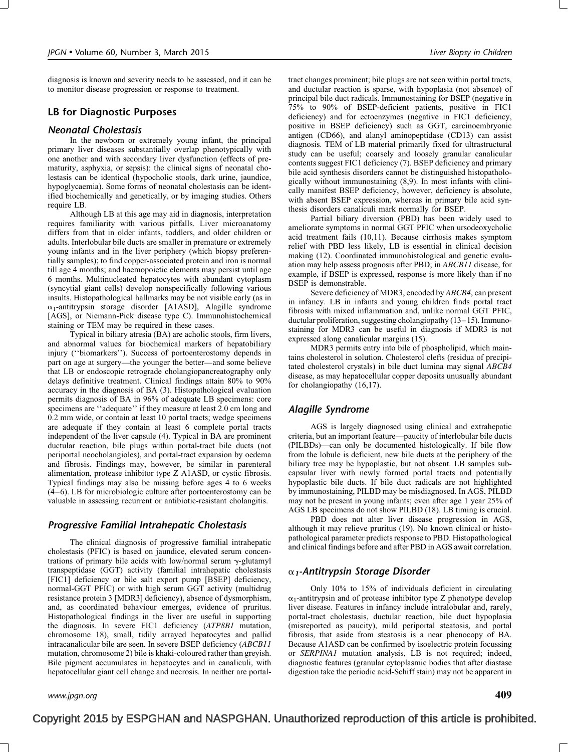diagnosis is known and severity needs to be assessed, and it can be to monitor disease progression or response to treatment.

## LB for Diagnostic Purposes

### Neonatal Cholestasis

In the newborn or extremely young infant, the principal primary liver diseases substantially overlap phenotypically with one another and with secondary liver dysfunction (effects of prematurity, asphyxia, or sepsis): the clinical signs of neonatal cholestasis can be identical (hypocholic stools, dark urine, jaundice, hypoglycaemia). Some forms of neonatal cholestasis can be identified biochemically and genetically, or by imaging studies. Others require LB.

Although LB at this age may aid in diagnosis, interpretation requires familiarity with various pitfalls. Liver microanatomy differs from that in older infants, toddlers, and older children or adults. Interlobular bile ducts are smaller in premature or extremely young infants and in the liver periphery (which biopsy preferentially samples); to find copper-associated protein and iron is normal till age 4 months; and haemopoietic elements may persist until age 6 months. Multinucleated hepatocytes with abundant cytoplasm (syncytial giant cells) develop nonspecifically following various insults. Histopathological hallmarks may be not visible early (as in $\alpha_1$-antitrypsin storage disorder [A1ASD], Alagille syndrome [AGS], or Niemann-Pick disease type C). Immunohistochemical staining or TEM may be required in these cases.

Typical in biliary atresia (BA) are acholic stools, firm livers, and abnormal values for biochemical markers of hepatobiliary injury (''biomarkers''). Success of portoenterostomy depends in part on age at surgery—the younger the better—and some believe that LB or endoscopic retrograde cholangiopancreatography only delays definitive treatment. Clinical findings attain 80% to 90% accuracy in the diagnosis of BA (3). Histopathological evaluation permits diagnosis of BA in 96% of adequate LB specimens: core specimens are ''adequate'' if they measure at least 2.0 cm long and 0.2 mm wide, or contain at least 10 portal tracts; wedge specimens are adequate if they contain at least 6 complete portal tracts independent of the liver capsule (4). Typical in BA are prominent ductular reaction, bile plugs within portal-tract bile ducts (not periportal neocholangioles), and portal-tract expansion by oedema and fibrosis. Findings may, however, be similar in parenteral alimentation, protease inhibitor type Z A1ASD, or cystic fibrosis. Typical findings may also be missing before ages 4 to 6 weeks (4–6). LB for microbiologic culture after portoenterostomy can be valuable in assessing recurrent or antibiotic-resistant cholangitis.

### Progressive Familial Intrahepatic Cholestasis

The clinical diagnosis of progressive familial intrahepatic cholestasis (PFIC) is based on jaundice, elevated serum concentrations of primary bile acids with low/normal serum $\gamma$-glutamyl transpeptidase (GGT) activity (familial intrahepatic cholestasis [FIC1] deficiency or bile salt export pump [BSEP] deficiency, normal-GGT PFIC) or with high serum GGT activity (multidrug resistance protein 3 [MDR3] deficiency), absence of dysmorphism, and, as coordinated behaviour emerges, evidence of pruritus. Histopathological findings in the liver are useful in supporting the diagnosis. In severe FIC1 deficiency (*ATP8B1* mutation, chromosome 18), small, tidily arrayed hepatocytes and pallid intracanalicular bile are seen. In severe BSEP deficiency (*ABCB11* mutation, chromosome 2) bile is khaki-coloured rather than greyish. Bile pigment accumulates in hepatocytes and in canaliculi, with hepatocellular giant cell change and necrosis. In neither are portal-tract changes prominent; bile plugs are not seen within portal tracts, and ductular reaction is sparse, with hypoplasia (not absence) of principal bile duct radicals. Immunostaining for BSEP (negative in 75% to 90% of BSEP-deficient patients, positive in FIC1 deficiency) and for ectoenzymes (negative in FIC1 deficiency, positive in BSEP deficiency) such as GGT, carcinoembryonic antigen (CD66), and alanyl aminopeptidase (CD13) can assist diagnosis. TEM of LB material primarily fixed for ultrastructural study can be useful; coarsely and loosely granular canalicular contents suggest FIC1 deficiency (7). BSEP deficiency and primary bile acid synthesis disorders cannot be distinguished histopathologically without immunostaining (8,9). In most infants with clinically manifest BSEP deficiency, however, deficiency is absolute, with absent BSEP expression, whereas in primary bile acid synthesis disorders canaliculi mark normally for BSEP.

Partial biliary diversion (PBD) has been widely used to ameliorate symptoms in normal GGT PFIC when ursodeoxycholic acid treatment fails (10,11). Because cirrhosis makes symptom relief with PBD less likely, LB is essential in clinical decision making (12). Coordinated immunohistological and genetic evaluation may help assess prognosis after PBD; in *ABCB11* disease, for example, if BSEP is expressed, response is more likely than if no BSEP is demonstrable.

Severe deficiency of MDR3, encoded by *ABCB4*, can present in infancy. LB in infants and young children finds portal tract fibrosis with mixed inflammation and, unlike normal GGT PFIC, ductular proliferation, suggesting cholangiopathy (13–15). Immunostaining for MDR3 can be useful in diagnosis if MDR3 is not expressed along canalicular margins (15).

MDR3 permits entry into bile of phospholipid, which maintains cholesterol in solution. Cholesterol clefts (residua of precipitated cholesterol crystals) in bile duct lumina may signal *ABCB4* disease, as may hepatocellular copper deposits unusually abundant for cholangiopathy (16,17).

### Alagille Syndrome

AGS is largely diagnosed using clinical and extrahepatic criteria, but an important feature—paucity of interlobular bile ducts (PILBDs)—can only be documented histologically. If bile flow from the lobule is deficient, new bile ducts at the periphery of the biliary tree may be hypoplastic, but not absent. LB samples subcapsular liver with newly formed portal tracts and potentially hypoplastic bile ducts. If bile duct radicals are not highlighted by immunostaining, PILBD may be misdiagnosed. In AGS, PILBD may not be present in young infants; even after age 1 year 25% of AGS LB specimens do not show PILBD (18). LB timing is crucial.

PBD does not alter liver disease progression in AGS, although it may relieve pruritus (19). No known clinical or histopathological parameter predicts response to PBD. Histopathological and clinical findings before and after PBD in AGS await correlation.

### $\alpha_1$-Antitrypsin Storage Disorder

Only 10% to 15% of individuals deficient in circulating $\alpha_1$-antitrypsin and of protease inhibitor type Z phenotype develop liver disease. Features in infancy include intralobular and, rarely, portal-tract cholestasis, ductular reaction, bile duct hypoplasia (misreported as paucity), mild periportal steatosis, and portal fibrosis, that aside from steatosis is a near phenocopy of BA. Because A1ASD can be confirmed by isoelectric protein focussing or *SERPINA1* mutation analysis, LB is not required; indeed, diagnostic features (granular cytoplasmic bodies that after diastase digestion take the periodic acid-Schiff stain) may not be apparent in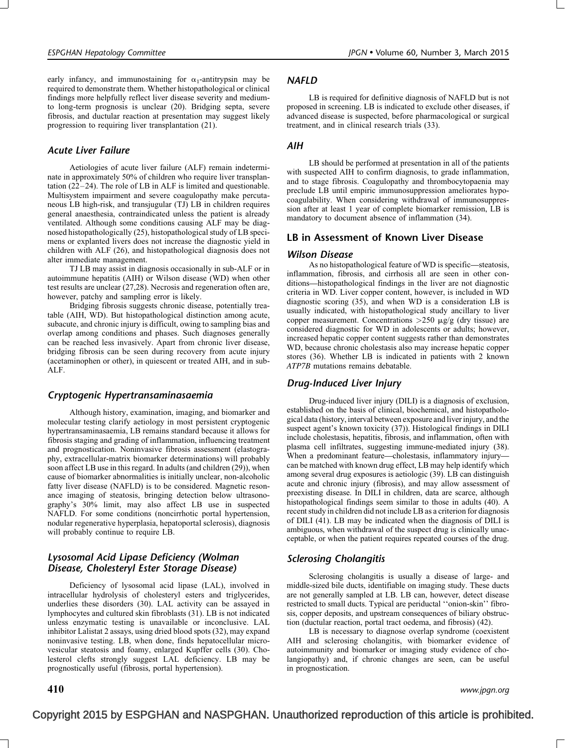early infancy, and immunostaining for $\alpha_1$-antitrypsin may be required to demonstrate them. Whether histopathological or clinical findings more helpfully reflect liver disease severity and medium- to long-term prognosis is unclear (20). Bridging septa, severe fibrosis, and ductular reaction at presentation may suggest likely progression to requiring liver transplantation (21).

### *Acute Liver Failure*

Aetiologies of acute liver failure (ALF) remain indeterminate in approximately 50% of children who require liver transplantation (22–24). The role of LB in ALF is limited and questionable. Multisystem impairment and severe coagulopathy make percutaneous LB high-risk, and transjugular (TJ) LB in children requires general anaesthesia, contraindicated unless the patient is already ventilated. Although some conditions causing ALF may be diagnosed histopathologically (25), histopathological study of LB specimens or explanted livers does not increase the diagnostic yield in children with ALF (26), and histopathological diagnosis does not alter immediate management.

TJ LB may assist in diagnosis occasionally in sub-ALF or in autoimmune hepatitis (AIH) or Wilson disease (WD) when other test results are unclear (27,28). Necrosis and regeneration often are, however, patchy and sampling error is likely.

Bridging fibrosis suggests chronic disease, potentially treatable (AIH, WD). But histopathological distinction among acute, subacute, and chronic injury is difficult, owing to sampling bias and overlap among conditions and phases. Such diagnoses generally can be reached less invasively. Apart from chronic liver disease, bridging fibrosis can be seen during recovery from acute injury (acetaminophen or other), in quiescent or treated AIH, and in sub-ALF.

### *Cryptogenic Hypertransaminasaemia*

Although history, examination, imaging, and biomarker and molecular testing clarify aetiology in most persistent cryptogenic hypertransaminasaemia, LB remains standard because it allows for fibrosis staging and grading of inflammation, influencing treatment and prognostication. Noninvasive fibrosis assessment (elastography, extracellular-matrix biomarker determinations) will probably soon affect LB use in this regard. In adults (and children (29)), when cause of biomarker abnormalities is initially unclear, non-alcoholic fatty liver disease (NAFLD) is to be considered. Magnetic resonance imaging of steatosis, bringing detection below ultrasonography's 30% limit, may also affect LB use in suspected NAFLD. For some conditions (noncirrhotic portal hypertension, nodular regenerative hyperplasia, hepatoportal sclerosis), diagnosis will probably continue to require LB.

### *Lysosomal Acid Lipase Deficiency (Wolman Disease, Cholesteryl Ester Storage Disease)*

Deficiency of lysosomal acid lipase (LAL), involved in intracellular hydrolysis of cholesteryl esters and triglycerides, underlies these disorders (30). LAL activity can be assayed in lymphocytes and cultured skin fibroblasts (31). LB is not indicated unless enzymatic testing is unavailable or inconclusive. LAL inhibitor Lalistat 2 assays, using dried blood spots (32), may expand noninvasive testing. LB, when done, finds hepatocellular microvesicular steatosis and foamy, enlarged Kupffer cells (30). Cholesterol clefts strongly suggest LAL deficiency. LB may be prognostically useful (fibrosis, portal hypertension).

### *NAFLD*

LB is required for definitive diagnosis of NAFLD but is not proposed in screening. LB is indicated to exclude other diseases, if advanced disease is suspected, before pharmacological or surgical treatment, and in clinical research trials (33).

### *AIH*

LB should be performed at presentation in all of the patients with suspected AIH to confirm diagnosis, to grade inflammation, and to stage fibrosis. Coagulopathy and thrombocytopaenia may preclude LB until empiric immunosuppression ameliorates hypocoagulability. When considering withdrawal of immunosuppression after at least 1 year of complete biomarker remission, LB is mandatory to document absence of inflammation (34).

## LB in Assessment of Known Liver Disease

### *Wilson Disease*

As no histopathological feature of WD is specific—steatosis, inflammation, fibrosis, and cirrhosis all are seen in other conditions—histopathological findings in the liver are not diagnostic criteria in WD. Liver copper content, however, is included in WD diagnostic scoring (35), and when WD is a consideration LB is usually indicated, with histopathological study ancillary to liver copper measurement. Concentrations $>250$ μg/g (dry tissue) are considered diagnostic for WD in adolescents or adults; however, increased hepatic copper content suggests rather than demonstrates WD, because chronic cholestasis also may increase hepatic copper stores (36). Whether LB is indicated in patients with 2 known *ATP7B* mutations remains debatable.

### *Drug-Induced Liver Injury*

Drug-induced liver injury (DILI) is a diagnosis of exclusion, established on the basis of clinical, biochemical, and histopathological data (history, interval between exposure and liver injury, and the suspect agent's known toxicity (37)). Histological findings in DILI include cholestasis, hepatitis, fibrosis, and inflammation, often with plasma cell infiltrates, suggesting immune-mediated injury (38). When a predominant feature—cholestasis, inflammatory injury—can be matched with known drug effect, LB may help identify which among several drug exposures is aetiologic (39). LB can distinguish acute and chronic injury (fibrosis), and may allow assessment of preexisting disease. In DILI in children, data are scarce, although histopathological findings seem similar to those in adults (40). A recent study in children did not include LB as a criterion for diagnosis of DILI (41). LB may be indicated when the diagnosis of DILI is ambiguous, when withdrawal of the suspect drug is clinically unacceptable, or when the patient requires repeated courses of the drug.

### *Sclerosing Cholangitis*

Sclerosing cholangitis is usually a disease of large- and middle-sized bile ducts, identifiable on imaging study. These ducts are not generally sampled at LB. LB can, however, detect disease restricted to small ducts. Typical are periductal ''onion-skin'' fibrosis, copper deposits, and upstream consequences of biliary obstruction (ductular reaction, portal tract oedema, and fibrosis) (42).

LB is necessary to diagnose overlap syndrome (coexistent AIH and sclerosing cholangitis, with biomarker evidence of autoimmunity and biomarker or imaging study evidence of cholangiopathy) and, if chronic changes are seen, can be useful in prognostication.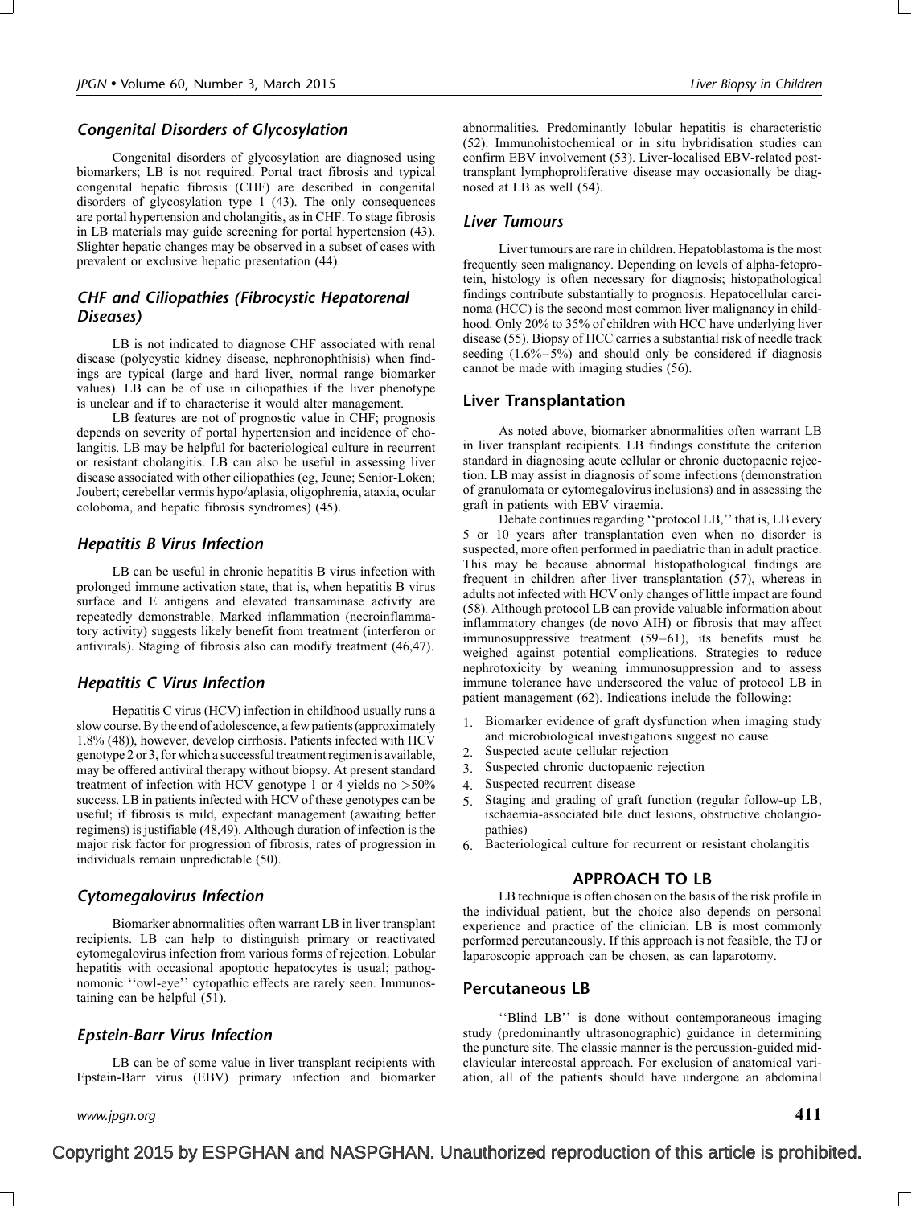### Congenital Disorders of Glycosylation

Congenital disorders of glycosylation are diagnosed using biomarkers; LB is not required. Portal tract fibrosis and typical congenital hepatic fibrosis (CHF) are described in congenital disorders of glycosylation type 1 (43). The only consequences are portal hypertension and cholangitis, as in CHF. To stage fibrosis in LB materials may guide screening for portal hypertension (43). Slighter hepatic changes may be observed in a subset of cases with prevalent or exclusive hepatic presentation (44).

### CHF and Ciliopathies (Fibrocystic Hepatorenal Diseases)

LB is not indicated to diagnose CHF associated with renal disease (polycystic kidney disease, nephronophthisis) when findings are typical (large and hard liver, normal range biomarker values). LB can be of use in ciliopathies if the liver phenotype is unclear and if to characterise it would alter management.

LB features are not of prognostic value in CHF; prognosis depends on severity of portal hypertension and incidence of cholangitis. LB may be helpful for bacteriological culture in recurrent or resistant cholangitis. LB can also be useful in assessing liver disease associated with other ciliopathies (eg, Jeune; Senior-Loken; Joubert; cerebellar vermis hypo/aplasia, oligophrenia, ataxia, ocular coloboma, and hepatic fibrosis syndromes) (45).

### Hepatitis B Virus Infection

LB can be useful in chronic hepatitis B virus infection with prolonged immune activation state, that is, when hepatitis B virus surface and E antigens and elevated transaminase activity are repeatedly demonstrable. Marked inflammation (necroinflammatory activity) suggests likely benefit from treatment (interferon or antivirals). Staging of fibrosis also can modify treatment (46,47).

### Hepatitis C Virus Infection

Hepatitis C virus (HCV) infection in childhood usually runs a slow course. By the end of adolescence, a few patients (approximately 1.8% (48)), however, develop cirrhosis. Patients infected with HCV genotype 2 or 3, for which a successful treatment regimen is available, may be offered antiviral therapy without biopsy. At present standard treatment of infection with HCV genotype 1 or 4 yields no >50% success. LB in patients infected with HCV of these genotypes can be useful; if fibrosis is mild, expectant management (awaiting better regimens) is justifiable (48,49). Although duration of infection is the major risk factor for progression of fibrosis, rates of progression in individuals remain unpredictable (50).

### Cytomegalovirus Infection

Biomarker abnormalities often warrant LB in liver transplant recipients. LB can help to distinguish primary or reactivated cytomegalovirus infection from various forms of rejection. Lobular hepatitis with occasional apoptotic hepatocytes is usual; pathognomonic ''owl-eye'' cytopathic effects are rarely seen. Immunostaining can be helpful (51).

### Epstein-Barr Virus Infection

LB can be of some value in liver transplant recipients with Epstein-Barr virus (EBV) primary infection and biomarker abnormalities. Predominantly lobular hepatitis is characteristic (52). Immunohistochemical or in situ hybridisation studies can confirm EBV involvement (53). Liver-localised EBV-related post-transplant lymphoproliferative disease may occasionally be diagnosed at LB as well (54).

### Liver Tumours

Liver tumours are rare in children. Hepatoblastoma is the most frequently seen malignancy. Depending on levels of alpha-fetoprotein, histology is often necessary for diagnosis; histopathological findings contribute substantially to prognosis. Hepatocellular carcinoma (HCC) is the second most common liver malignancy in childhood. Only 20% to 35% of children with HCC have underlying liver disease (55). Biopsy of HCC carries a substantial risk of needle track seeding (1.6%–5%) and should only be considered if diagnosis cannot be made with imaging studies (56).

## Liver Transplantation

As noted above, biomarker abnormalities often warrant LB in liver transplant recipients. LB findings constitute the criterion standard in diagnosing acute cellular or chronic ductopaenic rejection. LB may assist in diagnosis of some infections (demonstration of granulomata or cytomegalovirus inclusions) and in assessing the graft in patients with EBV viraemia.

Debate continues regarding ''protocol LB,'' that is, LB every 5 or 10 years after transplantation even when no disorder is suspected, more often performed in paediatric than in adult practice. This may be because abnormal histopathological findings are frequent in children after liver transplantation (57), whereas in adults not infected with HCV only changes of little impact are found (58). Although protocol LB can provide valuable information about inflammatory changes (de novo AIH) or fibrosis that may affect immunosuppressive treatment (59–61), its benefits must be weighed against potential complications. Strategies to reduce nephrotoxicity by weaning immunosuppression and to assess immune tolerance have underscored the value of protocol LB in patient management (62). Indications include the following:

1. Biomarker evidence of graft dysfunction when imaging study and microbiological investigations suggest no cause
2. Suspected acute cellular rejection
3. Suspected chronic ductopaenic rejection
4. Suspected recurrent disease
5. Staging and grading of graft function (regular follow-up LB, ischaemia-associated bile duct lesions, obstructive cholangiopathies)
6. Bacteriological culture for recurrent or resistant cholangitis

# APPROACH TO LB

LB technique is often chosen on the basis of the risk profile in the individual patient, but the choice also depends on personal experience and practice of the clinician. LB is most commonly performed percutaneously. If this approach is not feasible, the TJ or laparoscopic approach can be chosen, as can laparotomy.

## Percutaneous LB

''Blind LB'' is done without contemporaneous imaging study (predominantly ultrasonographic) guidance in determining the puncture site. The classic manner is the percussion-guided midclavicular intercostal approach. For exclusion of anatomical variation, all of the patients should have undergone an abdominal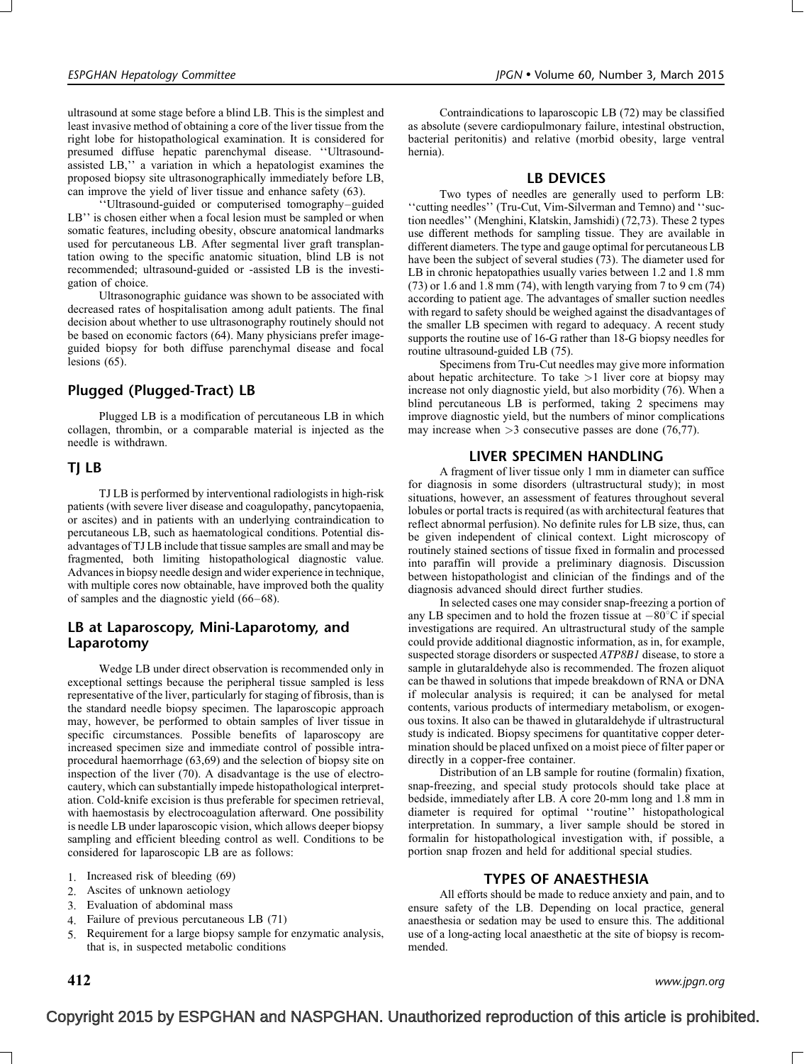ultrasound at some stage before a blind LB. This is the simplest and least invasive method of obtaining a core of the liver tissue from the right lobe for histopathological examination. It is considered for presumed diffuse hepatic parenchymal disease. ''Ultrasound-assisted LB,'' a variation in which a hepatologist examines the proposed biopsy site ultrasonographically immediately before LB, can improve the yield of liver tissue and enhance safety (63).

''Ultrasound-guided or computerised tomography–guided LB'' is chosen either when a focal lesion must be sampled or when somatic features, including obesity, obscure anatomical landmarks used for percutaneous LB. After segmental liver graft transplantation owing to the specific anatomic situation, blind LB is not recommended; ultrasound-guided or -assisted LB is the investigation of choice.

Ultrasonographic guidance was shown to be associated with decreased rates of hospitalisation among adult patients. The final decision about whether to use ultrasonography routinely should not be based on economic factors (64). Many physicians prefer image-guided biopsy for both diffuse parenchymal disease and focal lesions (65).

### Plugged (Plugged-Tract) LB

Plugged LB is a modification of percutaneous LB in which collagen, thrombin, or a comparable material is injected as the needle is withdrawn.

### TJ LB

TJ LB is performed by interventional radiologists in high-risk patients (with severe liver disease and coagulopathy, pancytopaenia, or ascites) and in patients with an underlying contraindication to percutaneous LB, such as haematological conditions. Potential disadvantages of TJ LB include that tissue samples are small and may be fragmented, both limiting histopathological diagnostic value. Advances in biopsy needle design and wider experience in technique, with multiple cores now obtainable, have improved both the quality of samples and the diagnostic yield (66–68).

### LB at Laparoscopy, Mini-Laparotomy, and Laparotomy

Wedge LB under direct observation is recommended only in exceptional settings because the peripheral tissue sampled is less representative of the liver, particularly for staging of fibrosis, than is the standard needle biopsy specimen. The laparoscopic approach may, however, be performed to obtain samples of liver tissue in specific circumstances. Possible benefits of laparoscopy are increased specimen size and immediate control of possible intraprocedural haemorrhage (63,69) and the selection of biopsy site on inspection of the liver (70). A disadvantage is the use of electrocautery, which can substantially impede histopathological interpretation. Cold-knife excision is thus preferable for specimen retrieval, with haemostasis by electrocoagulation afterward. One possibility is needle LB under laparoscopic vision, which allows deeper biopsy sampling and efficient bleeding control as well. Conditions to be considered for laparoscopic LB are as follows:

1. Increased risk of bleeding (69)
2. Ascites of unknown aetiology
3. Evaluation of abdominal mass
4. Failure of previous percutaneous LB (71)
5. Requirement for a large biopsy sample for enzymatic analysis, that is, in suspected metabolic conditions

Contraindications to laparoscopic LB (72) may be classified as absolute (severe cardiopulmonary failure, intestinal obstruction, bacterial peritonitis) and relative (morbid obesity, large ventral hernia).

## LB DEVICES

Two types of needles are generally used to perform LB: ''cutting needles'' (Tru-Cut, Vim-Silverman and Temno) and ''suction needles'' (Menghini, Klatskin, Jamshidi) (72,73). These 2 types use different methods for sampling tissue. They are available in different diameters. The type and gauge optimal for percutaneous LB have been the subject of several studies (73). The diameter used for LB in chronic hepatopathies usually varies between 1.2 and 1.8 mm (73) or 1.6 and 1.8 mm (74), with length varying from 7 to 9 cm (74) according to patient age. The advantages of smaller suction needles with regard to safety should be weighed against the disadvantages of the smaller LB specimen with regard to adequacy. A recent study supports the routine use of 16-G rather than 18-G biopsy needles for routine ultrasound-guided LB (75).

Specimens from Tru-Cut needles may give more information about hepatic architecture. To take >1 liver core at biopsy may increase not only diagnostic yield, but also morbidity (76). When a blind percutaneous LB is performed, taking 2 specimens may improve diagnostic yield, but the numbers of minor complications may increase when >3 consecutive passes are done (76,77).

## LIVER SPECIMEN HANDLING

A fragment of liver tissue only 1 mm in diameter can suffice for diagnosis in some disorders (ultrastructural study); in most situations, however, an assessment of features throughout several lobules or portal tracts is required (as with architectural features that reflect abnormal perfusion). No definite rules for LB size, thus, can be given independent of clinical context. Light microscopy of routinely stained sections of tissue fixed in formalin and processed into paraffin will provide a preliminary diagnosis. Discussion between histopathologist and clinician of the findings and of the diagnosis advanced should direct further studies.

In selected cases one may consider snap-freezing a portion of any LB specimen and to hold the frozen tissue at −80°C if special investigations are required. An ultrastructural study of the sample could provide additional diagnostic information, as in, for example, suspected storage disorders or suspected *ATP8B1* disease, to store a sample in glutaraldehyde also is recommended. The frozen aliquot can be thawed in solutions that impede breakdown of RNA or DNA if molecular analysis is required; it can be analysed for metal contents, various products of intermediary metabolism, or exogenous toxins. It also can be thawed in glutaraldehyde if ultrastructural study is indicated. Biopsy specimens for quantitative copper determination should be placed unfixed on a moist piece of filter paper or directly in a copper-free container.

Distribution of an LB sample for routine (formalin) fixation, snap-freezing, and special study protocols should take place at bedside, immediately after LB. A core 20-mm long and 1.8 mm in diameter is required for optimal ''routine'' histopathological interpretation. In summary, a liver sample should be stored in formalin for histopathological investigation with, if possible, a portion snap frozen and held for additional special studies.

## TYPES OF ANAESTHESIA

All efforts should be made to reduce anxiety and pain, and to ensure safety of the LB. Depending on local practice, general anaesthesia or sedation may be used to ensure this. The additional use of a long-acting local anaesthetic at the site of biopsy is recommended.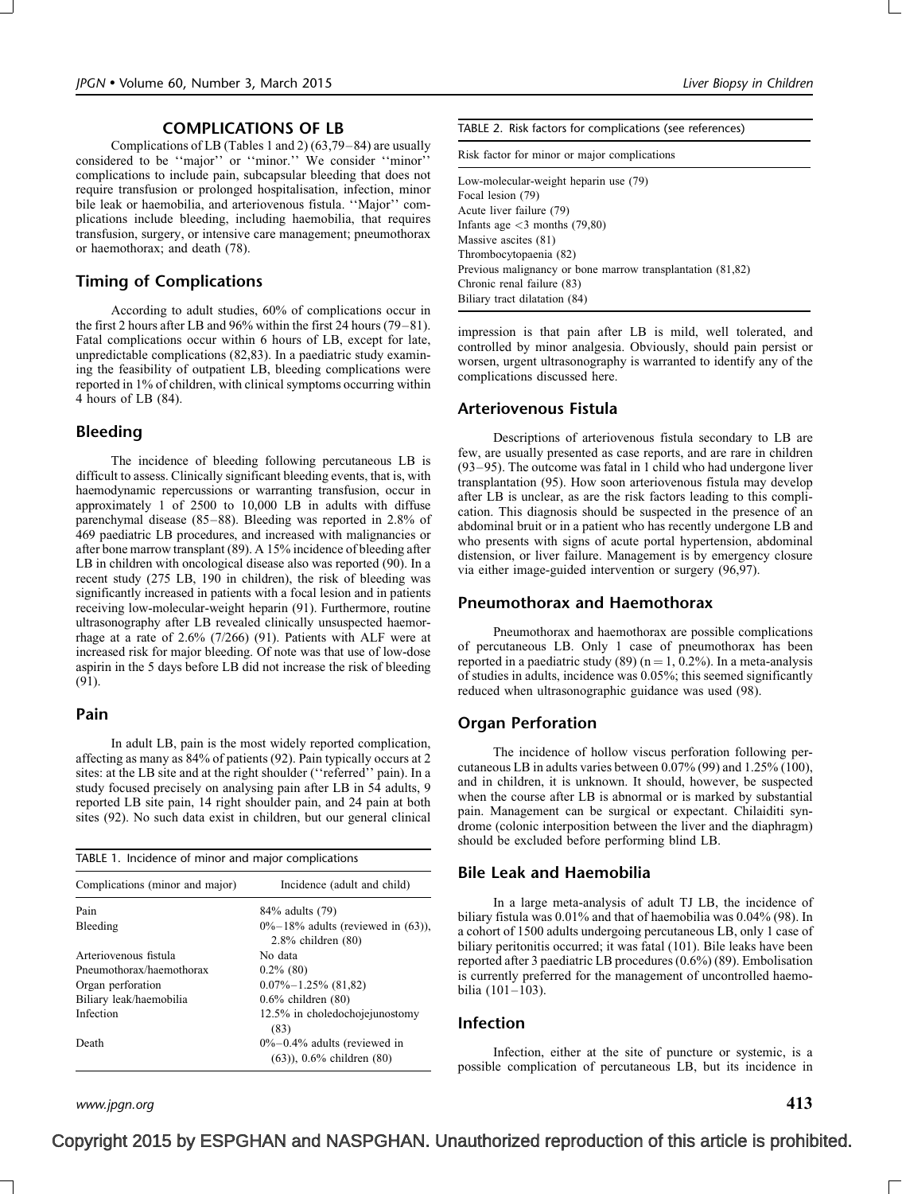## COMPLICATIONS OF LB

Complications of LB (Tables 1 and 2) (63,79–84) are usually considered to be ''major'' or ''minor.'' We consider ''minor'' complications to include pain, subcapsular bleeding that does not require transfusion or prolonged hospitalisation, infection, minor bile leak or haemobilia, and arteriovenous fistula. ''Major'' complications include bleeding, including haemobilia, that requires transfusion, surgery, or intensive care management; pneumothorax or haemothorax; and death (78).

### Timing of Complications

According to adult studies, 60% of complications occur in the first 2 hours after LB and 96% within the first 24 hours (79–81). Fatal complications occur within 6 hours of LB, except for late, unpredictable complications (82,83). In a paediatric study examining the feasibility of outpatient LB, bleeding complications were reported in 1% of children, with clinical symptoms occurring within 4 hours of LB (84).

### Bleeding

The incidence of bleeding following percutaneous LB is difficult to assess. Clinically significant bleeding events, that is, with haemodynamic repercussions or warranting transfusion, occur in approximately 1 of 2500 to 10,000 LB in adults with diffuse parenchymal disease (85–88). Bleeding was reported in 2.8% of 469 paediatric LB procedures, and increased with malignancies or after bone marrow transplant (89). A 15% incidence of bleeding after LB in children with oncological disease also was reported (90). In a recent study (275 LB, 190 in children), the risk of bleeding was significantly increased in patients with a focal lesion and in patients receiving low-molecular-weight heparin (91). Furthermore, routine ultrasonography after LB revealed clinically unsuspected haemorrhage at a rate of 2.6% (7/266) (91). Patients with ALF were at increased risk for major bleeding. Of note was that use of low-dose aspirin in the 5 days before LB did not increase the risk of bleeding (91).

### Pain

In adult LB, pain is the most widely reported complication, affecting as many as 84% of patients (92). Pain typically occurs at 2 sites: at the LB site and at the right shoulder (''referred'' pain). In a study focused precisely on analysing pain after LB in 54 adults, 9 reported LB site pain, 14 right shoulder pain, and 24 pain at both sites (92). No such data exist in children, but our general clinical impression is that pain after LB is mild, well tolerated, and controlled by minor analgesia. Obviously, should pain persist or worsen, urgent ultrasonography is warranted to identify any of the complications discussed here.

TABLE 1. Incidence of minor and major complications

| Complications (minor and major) | Incidence (adult and child) |
|---|---|
| Pain | 84% adults (79) |
| Bleeding | 0%–18% adults (reviewed in (63)), 2.8% children (80) |
| Arteriovenous fistula | No data |
| Pneumothorax/haemothorax | 0.2% (80) |
| Organ perforation | 0.07%–1.25% (81,82) |
| Biliary leak/haemobilia | 0.6% children (80) |
| Infection | 12.5% in choledochojejunostomy (83) |
| Death | 0%–0.4% adults (reviewed in (63)), 0.6% children (80) |

TABLE 2. Risk factors for complications (see references)

| Risk factor for minor or major complications |
|---|
| Low-molecular-weight heparin use (79) |
| Focal lesion (79) |
| Acute liver failure (79) |
| Infants age <3 months (79,80) |
| Massive ascites (81) |
| Thrombocytopaenia (82) |
| Previous malignancy or bone marrow transplantation (81,82) |
| Chronic renal failure (83) |
| Biliary tract dilatation (84) |

### Arteriovenous Fistula

Descriptions of arteriovenous fistula secondary to LB are few, are usually presented as case reports, and are rare in children (93–95). The outcome was fatal in 1 child who had undergone liver transplantation (95). How soon arteriovenous fistula may develop after LB is unclear, as are the risk factors leading to this complication. This diagnosis should be suspected in the presence of an abdominal bruit or in a patient who has recently undergone LB and who presents with signs of acute portal hypertension, abdominal distension, or liver failure. Management is by emergency closure via either image-guided intervention or surgery (96,97).

### Pneumothorax and Haemothorax

Pneumothorax and haemothorax are possible complications of percutaneous LB. Only 1 case of pneumothorax has been reported in a paediatric study (89) ($n = 1$, 0.2%). In a meta-analysis of studies in adults, incidence was 0.05%; this seemed significantly reduced when ultrasonographic guidance was used (98).

### Organ Perforation

The incidence of hollow viscus perforation following percutaneous LB in adults varies between 0.07% (99) and 1.25% (100), and in children, it is unknown. It should, however, be suspected when the course after LB is abnormal or is marked by substantial pain. Management can be surgical or expectant. Chilaiditi syndrome (colonic interposition between the liver and the diaphragm) should be excluded before performing blind LB.

### Bile Leak and Haemobilia

In a large meta-analysis of adult TJ LB, the incidence of biliary fistula was 0.01% and that of haemobilia was 0.04% (98). In a cohort of 1500 adults undergoing percutaneous LB, only 1 case of biliary peritonitis occurred; it was fatal (101). Bile leaks have been reported after 3 paediatric LB procedures (0.6%) (89). Embolisation is currently preferred for the management of uncontrolled haemobilia (101–103).

### Infection

Infection, either at the site of puncture or systemic, is a possible complication of percutaneous LB, but its incidence in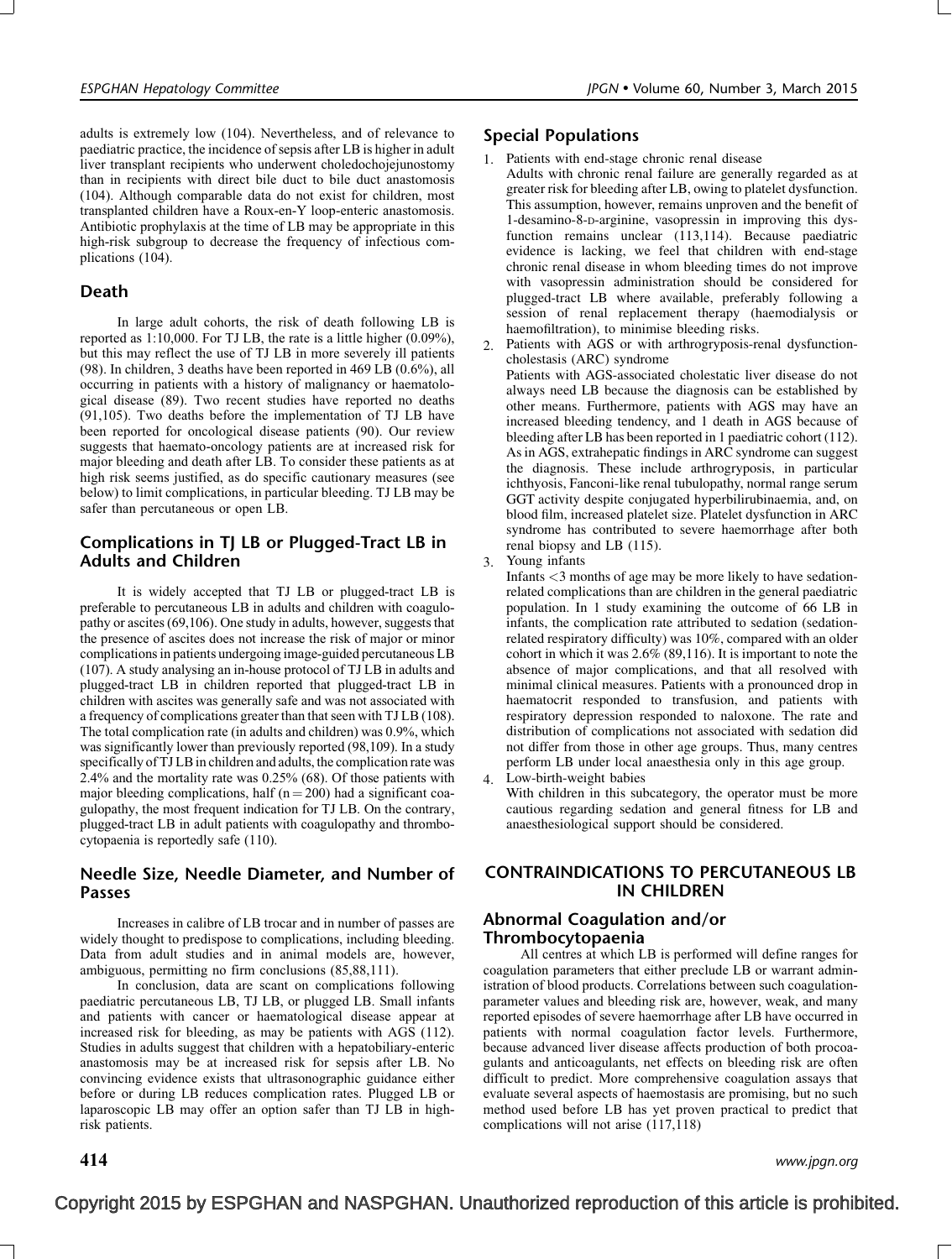adults is extremely low (104). Nevertheless, and of relevance to paediatric practice, the incidence of sepsis after LB is higher in adult liver transplant recipients who underwent choledochojejunostomy than in recipients with direct bile duct to bile duct anastomosis (104). Although comparable data do not exist for children, most transplanted children have a Roux-en-Y loop-enteric anastomosis. Antibiotic prophylaxis at the time of LB may be appropriate in this high-risk subgroup to decrease the frequency of infectious complications (104).

## Death

In large adult cohorts, the risk of death following LB is reported as 1:10,000. For TJ LB, the rate is a little higher (0.09%), but this may reflect the use of TJ LB in more severely ill patients (98). In children, 3 deaths have been reported in 469 LB (0.6%), all occurring in patients with a history of malignancy or haematological disease (89). Two recent studies have reported no deaths (91,105). Two deaths before the implementation of TJ LB have been reported for oncological disease patients (90). Our review suggests that haemato-oncology patients are at increased risk for major bleeding and death after LB. To consider these patients as at high risk seems justified, as do specific cautionary measures (see below) to limit complications, in particular bleeding. TJ LB may be safer than percutaneous or open LB.

## Complications in TJ LB or Plugged-Tract LB in Adults and Children

It is widely accepted that TJ LB or plugged-tract LB is preferable to percutaneous LB in adults and children with coagulopathy or ascites (69,106). One study in adults, however, suggests that the presence of ascites does not increase the risk of major or minor complications in patients undergoing image-guided percutaneous LB (107). A study analysing an in-house protocol of TJ LB in adults and plugged-tract LB in children reported that plugged-tract LB in children with ascites was generally safe and was not associated with a frequency of complications greater than that seen with TJ LB (108). The total complication rate (in adults and children) was 0.9%, which was significantly lower than previously reported (98,109). In a study specifically of TJ LB in children and adults, the complication rate was 2.4% and the mortality rate was 0.25% (68). Of those patients with major bleeding complications, half ($n = 200$) had a significant coagulopathy, the most frequent indication for TJ LB. On the contrary, plugged-tract LB in adult patients with coagulopathy and thrombocytopaenia is reportedly safe (110).

## Needle Size, Needle Diameter, and Number of Passes

Increases in calibre of LB trocar and in number of passes are widely thought to predispose to complications, including bleeding. Data from adult studies and in animal models are, however, ambiguous, permitting no firm conclusions (85,88,111).

In conclusion, data are scant on complications following paediatric percutaneous LB, TJ LB, or plugged LB. Small infants and patients with cancer or haematological disease appear at increased risk for bleeding, as may be patients with AGS (112). Studies in adults suggest that children with a hepatobiliary-enteric anastomosis may be at increased risk for sepsis after LB. No convincing evidence exists that ultrasonographic guidance either before or during LB reduces complication rates. Plugged LB or laparoscopic LB may offer an option safer than TJ LB in high-risk patients.

## Special Populations

1. Patients with end-stage chronic renal disease
   Adults with chronic renal failure are generally regarded as at greater risk for bleeding after LB, owing to platelet dysfunction. This assumption, however, remains unproven and the benefit of 1-desamino-8-D-arginine, vasopressin in improving this dysfunction remains unclear (113,114). Because paediatric evidence is lacking, we feel that children with end-stage chronic renal disease in whom bleeding times do not improve with vasopressin administration should be considered for plugged-tract LB where available, preferably following a session of renal replacement therapy (haemodialysis or haemofiltration), to minimise bleeding risks.
2. Patients with AGS or with arthrogryposis-renal dysfunction-cholestasis (ARC) syndrome
   Patients with AGS-associated cholestatic liver disease do not always need LB because the diagnosis can be established by other means. Furthermore, patients with AGS may have an increased bleeding tendency, and 1 death in AGS because of bleeding after LB has been reported in 1 paediatric cohort (112). As in AGS, extrahepatic findings in ARC syndrome can suggest the diagnosis. These include arthrogryposis, in particular ichthyosis, Fanconi-like renal tubulopathy, normal range serum GGT activity despite conjugated hyperbilirubinaemia, and, on blood film, increased platelet size. Platelet dysfunction in ARC syndrome has contributed to severe haemorrhage after both renal biopsy and LB (115).
3. Young infants
   Infants <3 months of age may be more likely to have sedation-related complications than are children in the general paediatric population. In 1 study examining the outcome of 66 LB in infants, the complication rate attributed to sedation (sedation-related respiratory difficulty) was 10%, compared with an older cohort in which it was 2.6% (89,116). It is important to note the absence of major complications, and that all resolved with minimal clinical measures. Patients with a pronounced drop in haematocrit responded to transfusion, and patients with respiratory depression responded to naloxone. The rate and distribution of complications not associated with sedation did not differ from those in other age groups. Thus, many centres perform LB under local anaesthesia only in this age group.
4. Low-birth-weight babies
   With children in this subcategory, the operator must be more cautious regarding sedation and general fitness for LB and anaesthesiological support should be considered.

# CONTRAINDICATIONS TO PERCUTANEOUS LB IN CHILDREN

## Abnormal Coagulation and/or Thrombocytopaenia

All centres at which LB is performed will define ranges for coagulation parameters that either preclude LB or warrant administration of blood products. Correlations between such coagulation-parameter values and bleeding risk are, however, weak, and many reported episodes of severe haemorrhage after LB have occurred in patients with normal coagulation factor levels. Furthermore, because advanced liver disease affects production of both procoagulants and anticoagulants, net effects on bleeding risk are often difficult to predict. More comprehensive coagulation assays that evaluate several aspects of haemostasis are promising, but no such method used before LB has yet proven practical to predict that complications will not arise (117,118)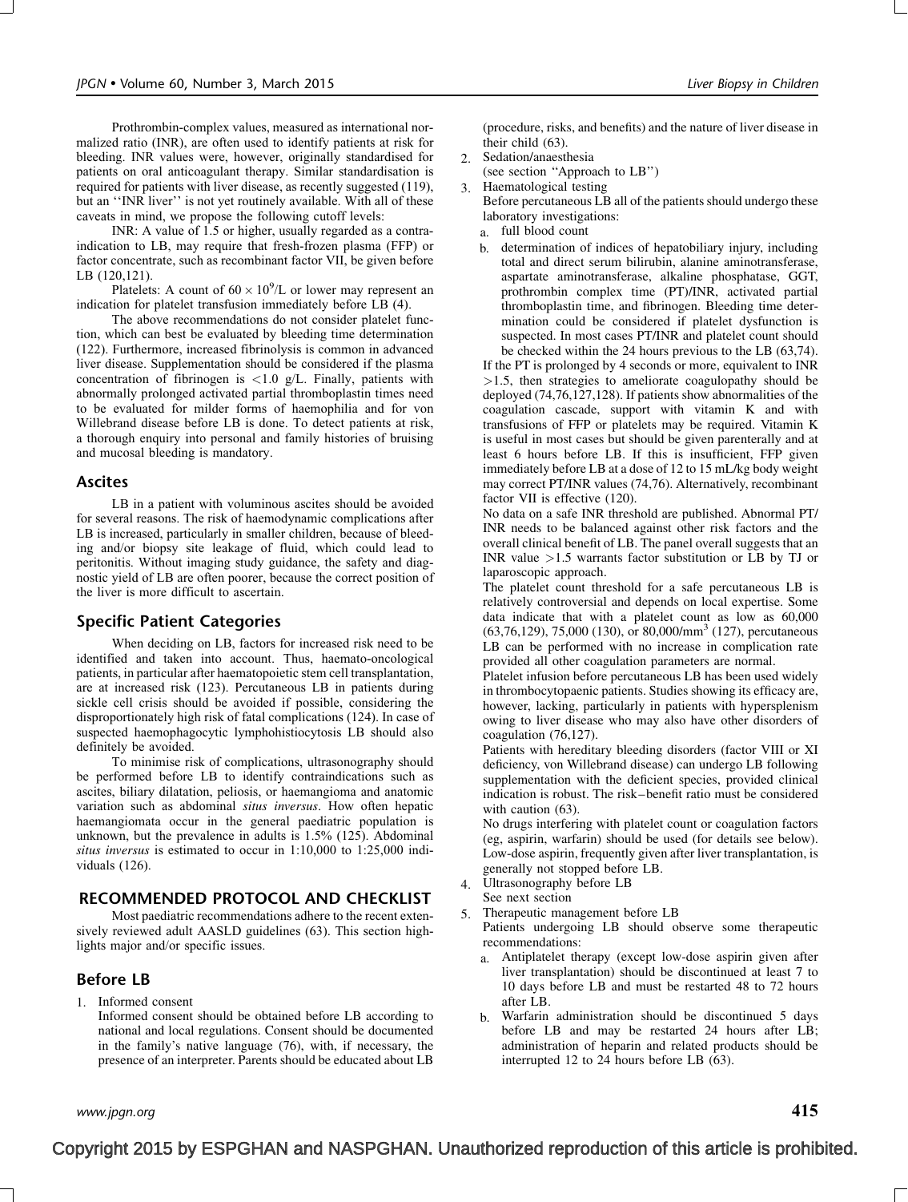Prothrombin-complex values, measured as international normalized ratio (INR), are often used to identify patients at risk for bleeding. INR values were, however, originally standardised for patients on oral anticoagulant therapy. Similar standardisation is required for patients with liver disease, as recently suggested (119), but an ''INR liver'' is not yet routinely available. With all of these caveats in mind, we propose the following cutoff levels:

INR: A value of 1.5 or higher, usually regarded as a contraindication to LB, may require that fresh-frozen plasma (FFP) or factor concentrate, such as recombinant factor VII, be given before LB (120,121).

Platelets: A count of $60 \times 10^9$/L or lower may represent an indication for platelet transfusion immediately before LB (4).

The above recommendations do not consider platelet function, which can best be evaluated by bleeding time determination (122). Furthermore, increased fibrinolysis is common in advanced liver disease. Supplementation should be considered if the plasma concentration of fibrinogen is <1.0 g/L. Finally, patients with abnormally prolonged activated partial thromboplastin times need to be evaluated for milder forms of haemophilia and for von Willebrand disease before LB is done. To detect patients at risk, a thorough enquiry into personal and family histories of bruising and mucosal bleeding is mandatory.

## Ascites

LB in a patient with voluminous ascites should be avoided for several reasons. The risk of haemodynamic complications after LB is increased, particularly in smaller children, because of bleeding and/or biopsy site leakage of fluid, which could lead to peritonitis. Without imaging study guidance, the safety and diagnostic yield of LB are often poorer, because the correct position of the liver is more difficult to ascertain.

## Specific Patient Categories

When deciding on LB, factors for increased risk need to be identified and taken into account. Thus, haemato-oncological patients, in particular after haematopoietic stem cell transplantation, are at increased risk (123). Percutaneous LB in patients during sickle cell crisis should be avoided if possible, considering the disproportionately high risk of fatal complications (124). In case of suspected haemophagocytic lymphohistiocytosis LB should also definitely be avoided.

To minimise risk of complications, ultrasonography should be performed before LB to identify contraindications such as ascites, biliary dilatation, peliosis, or haemangioma and anatomic variation such as abdominal *situs inversus*. How often hepatic haemangiomata occur in the general paediatric population is unknown, but the prevalence in adults is 1.5% (125). Abdominal *situs inversus* is estimated to occur in 1:10,000 to 1:25,000 individuals (126).

# RECOMMENDED PROTOCOL AND CHECKLIST

Most paediatric recommendations adhere to the recent extensively reviewed adult AASLD guidelines (63). This section highlights major and/or specific issues.

## Before LB

1. Informed consent
   Informed consent should be obtained before LB according to national and local regulations. Consent should be documented in the family's native language (76), with, if necessary, the presence of an interpreter. Parents should be educated about LB (procedure, risks, and benefits) and the nature of liver disease in their child (63).
2. Sedation/anaesthesia
   (see section ''Approach to LB'')
3. Haematological testing
   Before percutaneous LB all of the patients should undergo these laboratory investigations:
   a. full blood count
   b. determination of indices of hepatobiliary injury, including total and direct serum bilirubin, alanine aminotransferase, aspartate aminotransferase, alkaline phosphatase, GGT, prothrombin complex time (PT)/INR, activated partial thromboplastin time, and fibrinogen. Bleeding time determination could be considered if platelet dysfunction is suspected. In most cases PT/INR and platelet count should be checked within the 24 hours previous to the LB (63,74).

   If the PT is prolonged by 4 seconds or more, equivalent to INR >1.5, then strategies to ameliorate coagulopathy should be deployed (74,76,127,128). If patients show abnormalities of the coagulation cascade, support with vitamin K and with transfusions of FFP or platelets may be required. Vitamin K is useful in most cases but should be given parenterally and at least 6 hours before LB. If this is insufficient, FFP given immediately before LB at a dose of 12 to 15 mL/kg body weight may correct PT/INR values (74,76). Alternatively, recombinant factor VII is effective (120).

   No data on a safe INR threshold are published. Abnormal PT/INR needs to be balanced against other risk factors and the overall clinical benefit of LB. The panel overall suggests that an INR value >1.5 warrants factor substitution or LB by TJ or laparoscopic approach.

   The platelet count threshold for a safe percutaneous LB is relatively controversial and depends on local expertise. Some data indicate that with a platelet count as low as 60,000 (63,76,129), 75,000 (130), or 80,000/mm$^3$ (127), percutaneous LB can be performed with no increase in complication rate provided all other coagulation parameters are normal.

   Platelet infusion before percutaneous LB has been used widely in thrombocytopaenic patients. Studies showing its efficacy are, however, lacking, particularly in patients with hypersplenism owing to liver disease who may also have other disorders of coagulation (76,127).

   Patients with hereditary bleeding disorders (factor VIII or XI deficiency, von Willebrand disease) can undergo LB following supplementation with the deficient species, provided clinical indication is robust. The risk–benefit ratio must be considered with caution (63).

   No drugs interfering with platelet count or coagulation factors (eg, aspirin, warfarin) should be used (for details see below). Low-dose aspirin, frequently given after liver transplantation, is generally not stopped before LB.
4. Ultrasonography before LB
   See next section
5. Therapeutic management before LB
   Patients undergoing LB should observe some therapeutic recommendations:
   a. Antiplatelet therapy (except low-dose aspirin given after liver transplantation) should be discontinued at least 7 to 10 days before LB and must be restarted 48 to 72 hours after LB.
   b. Warfarin administration should be discontinued 5 days before LB and may be restarted 24 hours after LB; administration of heparin and related products should be interrupted 12 to 24 hours before LB (63).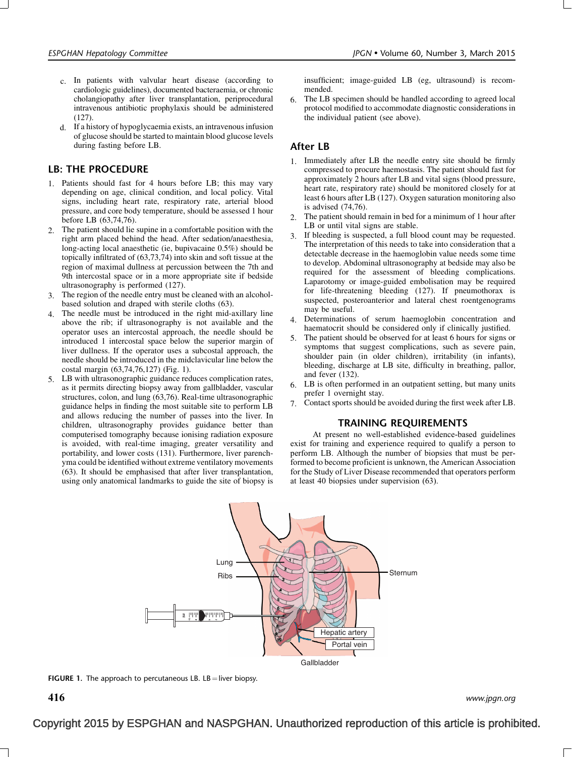c. In patients with valvular heart disease (according to cardiologic guidelines), documented bacteraemia, or chronic cholangiopathy after liver transplantation, periprocedural intravenous antibiotic prophylaxis should be administered (127).

d. If a history of hypoglycaemia exists, an intravenous infusion of glucose should be started to maintain blood glucose levels during fasting before LB.

## LB: THE PROCEDURE

1. Patients should fast for 4 hours before LB; this may vary depending on age, clinical condition, and local policy. Vital signs, including heart rate, respiratory rate, arterial blood pressure, and core body temperature, should be assessed 1 hour before LB (63,74,76).
2. The patient should lie supine in a comfortable position with the right arm placed behind the head. After sedation/anaesthesia, long-acting local anaesthetic (ie, bupivacaine 0.5%) should be topically infiltrated of (63,73,74) into skin and soft tissue at the region of maximal dullness at percussion between the 7th and 9th intercostal space or in a more appropriate site if bedside ultrasonography is performed (127).
3. The region of the needle entry must be cleaned with an alcohol-based solution and draped with sterile cloths (63).
4. The needle must be introduced in the right mid-axillary line above the rib; if ultrasonography is not available and the operator uses an intercostal approach, the needle should be introduced 1 intercostal space below the superior margin of liver dullness. If the operator uses a subcostal approach, the needle should be introduced in the midclavicular line below the costal margin (63,74,76,127) (Fig. 1).
5. LB with ultrasonographic guidance reduces complication rates, as it permits directing biopsy away from gallbladder, vascular structures, colon, and lung (63,76). Real-time ultrasonographic guidance helps in finding the most suitable site to perform LB and allows reducing the number of passes into the liver. In children, ultrasonography provides guidance better than computerised tomography because ionising radiation exposure is avoided, with real-time imaging, greater versatility and portability, and lower costs (131). Furthermore, liver parenchyma could be identified without extreme ventilatory movements (63). It should be emphasised that after liver transplantation, using only anatomical landmarks to guide the site of biopsy is insufficient; image-guided LB (eg, ultrasound) is recommended.
6. The LB specimen should be handled according to agreed local protocol modified to accommodate diagnostic considerations in the individual patient (see above).

## After LB

1. Immediately after LB the needle entry site should be firmly compressed to procure haemostasis. The patient should fast for approximately 2 hours after LB and vital signs (blood pressure, heart rate, respiratory rate) should be monitored closely for at least 6 hours after LB (127). Oxygen saturation monitoring also is advised (74,76).
2. The patient should remain in bed for a minimum of 1 hour after LB or until vital signs are stable.
3. If bleeding is suspected, a full blood count may be requested. The interpretation of this needs to take into consideration that a detectable decrease in the haemoglobin value needs some time to develop. Abdominal ultrasonography at bedside may also be required for the assessment of bleeding complications. Laparotomy or image-guided embolisation may be required for life-threatening bleeding (127). If pneumothorax is suspected, posteroanterior and lateral chest roentgenograms may be useful.
4. Determinations of serum haemoglobin concentration and haematocrit should be considered only if clinically justified.
5. The patient should be observed for at least 6 hours for signs or symptoms that suggest complications, such as severe pain, shoulder pain (in older children), irritability (in infants), bleeding, discharge at LB site, difficulty in breathing, pallor, and fever (132).
6. LB is often performed in an outpatient setting, but many units prefer 1 overnight stay.
7. Contact sports should be avoided during the first week after LB.

## TRAINING REQUIREMENTS

At present no well-established evidence-based guidelines exist for training and experience required to qualify a person to perform LB. Although the number of biopsies that must be performed to become proficient is unknown, the American Association for the Study of Liver Disease recommended that operators perform at least 40 biopsies under supervision (63).

**FIGURE 1.** The approach to percutaneous LB. LB = liver biopsy.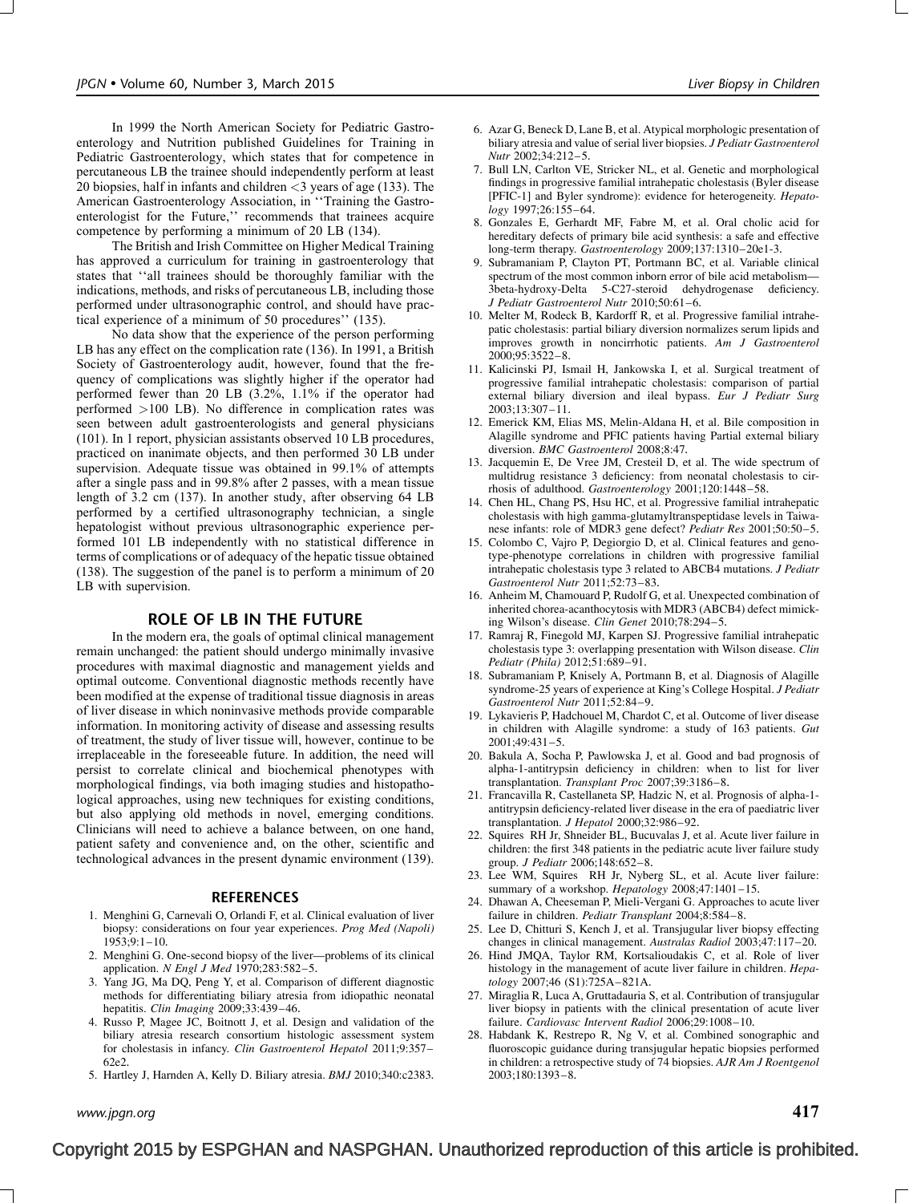In 1999 the North American Society for Pediatric Gastroenterology and Nutrition published Guidelines for Training in Pediatric Gastroenterology, which states that for competence in percutaneous LB the trainee should independently perform at least 20 biopsies, half in infants and children <3 years of age (133). The American Gastroenterology Association, in ''Training the Gastroenterologist for the Future,'' recommends that trainees acquire competence by performing a minimum of 20 LB (134).

The British and Irish Committee on Higher Medical Training has approved a curriculum for training in gastroenterology that states that ''all trainees should be thoroughly familiar with the indications, methods, and risks of percutaneous LB, including those performed under ultrasonographic control, and should have practical experience of a minimum of 50 procedures'' (135).

No data show that the experience of the person performing LB has any effect on the complication rate (136). In 1991, a British Society of Gastroenterology audit, however, found that the frequency of complications was slightly higher if the operator had performed fewer than 20 LB (3.2%, 1.1% if the operator had performed >100 LB). No difference in complication rates was seen between adult gastroenterologists and general physicians (101). In 1 report, physician assistants observed 10 LB procedures, practiced on inanimate objects, and then performed 30 LB under supervision. Adequate tissue was obtained in 99.1% of attempts after a single pass and in 99.8% after 2 passes, with a mean tissue length of 3.2 cm (137). In another study, after observing 64 LB performed by a certified ultrasonography technician, a single hepatologist without previous ultrasonographic experience performed 101 LB independently with no statistical difference in terms of complications or of adequacy of the hepatic tissue obtained (138). The suggestion of the panel is to perform a minimum of 20 LB with supervision.

## ROLE OF LB IN THE FUTURE

In the modern era, the goals of optimal clinical management remain unchanged: the patient should undergo minimally invasive procedures with maximal diagnostic and management yields and optimal outcome. Conventional diagnostic methods recently have been modified at the expense of traditional tissue diagnosis in areas of liver disease in which noninvasive methods provide comparable information. In monitoring activity of disease and assessing results of treatment, the study of liver tissue will, however, continue to be irreplaceable in the foreseeable future. In addition, the need will persist to correlate clinical and biochemical phenotypes with morphological findings, via both imaging studies and histopathological approaches, using new techniques for existing conditions, but also applying old methods in novel, emerging conditions. Clinicians will need to achieve a balance between, on one hand, patient safety and convenience and, on the other, scientific and technological advances in the present dynamic environment (139).

## REFERENCES

1. Menghini G, Carnevali O, Orlandi F, et al. Clinical evaluation of liver biopsy: considerations on four year experiences. *Prog Med (Napoli)* 1953;9:1–10.
2. Menghini G. One-second biopsy of the liver—problems of its clinical application. *N Engl J Med* 1970;283:582–5.
3. Yang JG, Ma DQ, Peng Y, et al. Comparison of different diagnostic methods for differentiating biliary atresia from idiopathic neonatal hepatitis. *Clin Imaging* 2009;33:439–46.
4. Russo P, Magee JC, Boitnott J, et al. Design and validation of the biliary atresia research consortium histologic assessment system for cholestasis in infancy. *Clin Gastroenterol Hepatol* 2011;9:357–62e2.
5. Hartley J, Harnden A, Kelly D. Biliary atresia. *BMJ* 2010;340:c2383.
6. Azar G, Beneck D, Lane B, et al. Atypical morphologic presentation of biliary atresia and value of serial liver biopsies. *J Pediatr Gastroenterol Nutr* 2002;34:212–5.
7. Bull LN, Carlton VE, Stricker NL, et al. Genetic and morphological findings in progressive familial intrahepatic cholestasis (Byler disease [PFIC-1] and Byler syndrome): evidence for heterogeneity. *Hepatology* 1997;26:155–64.
8. Gonzales E, Gerhardt MF, Fabre M, et al. Oral cholic acid for hereditary defects of primary bile acid synthesis: a safe and effective long-term therapy. *Gastroenterology* 2009;137:1310–20e1-3.
9. Subramaniam P, Clayton PT, Portmann BC, et al. Variable clinical spectrum of the most common inborn error of bile acid metabolism—3beta-hydroxy-Delta 5-C27-steroid dehydrogenase deficiency. *J Pediatr Gastroenterol Nutr* 2010;50:61–6.
10. Melter M, Rodeck B, Kardorff R, et al. Progressive familial intrahepatic cholestasis: partial biliary diversion normalizes serum lipids and improves growth in noncirrhotic patients. *Am J Gastroenterol* 2000;95:3522–8.
11. Kalicinski PJ, Ismail H, Jankowska I, et al. Surgical treatment of progressive familial intrahepatic cholestasis: comparison of partial external biliary diversion and ileal bypass. *Eur J Pediatr Surg* 2003;13:307–11.
12. Emerick KM, Elias MS, Melin-Aldana H, et al. Bile composition in Alagille syndrome and PFIC patients having Partial external biliary diversion. *BMC Gastroenterol* 2008;8:47.
13. Jacquemin E, De Vree JM, Cresteil D, et al. The wide spectrum of multidrug resistance 3 deficiency: from neonatal cholestasis to cirrhosis of adulthood. *Gastroenterology* 2001;120:1448–58.
14. Chen HL, Chang PS, Hsu HC, et al. Progressive familial intrahepatic cholestasis with high gamma-glutamyltranspeptidase levels in Taiwanese infants: role of MDR3 gene defect? *Pediatr Res* 2001;50:50–5.
15. Colombo C, Vajro P, Degiorgio D, et al. Clinical features and genotype-phenotype correlations in children with progressive familial intrahepatic cholestasis type 3 related to ABCB4 mutations. *J Pediatr Gastroenterol Nutr* 2011;52:73–83.
16. Anheim M, Chamouard P, Rudolf G, et al. Unexpected combination of inherited chorea-acanthocytosis with MDR3 (ABCB4) defect mimicking Wilson's disease. *Clin Genet* 2010;78:294–5.
17. Ramraj R, Finegold MJ, Karpen SJ. Progressive familial intrahepatic cholestasis type 3: overlapping presentation with Wilson disease. *Clin Pediatr (Phila)* 2012;51:689–91.
18. Subramaniam P, Knisely A, Portmann B, et al. Diagnosis of Alagille syndrome-25 years of experience at King's College Hospital. *J Pediatr Gastroenterol Nutr* 2011;52:84–9.
19. Lykavieris P, Hadchouel M, Chardot C, et al. Outcome of liver disease in children with Alagille syndrome: a study of 163 patients. *Gut* 2001;49:431–5.
20. Bakula A, Socha P, Pawlowska J, et al. Good and bad prognosis of alpha-1-antitrypsin deficiency in children: when to list for liver transplantation. *Transplant Proc* 2007;39:3186–8.
21. Francavilla R, Castellaneta SP, Hadzic N, et al. Prognosis of alpha-1-antitrypsin deficiency-related liver disease in the era of paediatric liver transplantation. *J Hepatol* 2000;32:986–92.
22. Squires RH Jr, Shneider BL, Bucuvalas J, et al. Acute liver failure in children: the first 348 patients in the pediatric acute liver failure study group. *J Pediatr* 2006;148:652–8.
23. Lee WM, Squires RH Jr, Nyberg SL, et al. Acute liver failure: summary of a workshop. *Hepatology* 2008;47:1401–15.
24. Dhawan A, Cheeseman P, Mieli-Vergani G. Approaches to acute liver failure in children. *Pediatr Transplant* 2004;8:584–8.
25. Lee D, Chitturi S, Kench J, et al. Transjugular liver biopsy effecting changes in clinical management. *Australas Radiol* 2003;47:117–20.
26. Hind JMQA, Taylor RM, Kortsalioudakis C, et al. Role of liver histology in the management of acute liver failure in children. *Hepatology* 2007;46 (S1):725A–821A.
27. Miraglia R, Luca A, Gruttadauria S, et al. Contribution of transjugular liver biopsy in patients with the clinical presentation of acute liver failure. *Cardiovasc Intervent Radiol* 2006;29:1008–10.
28. Habdank K, Restrepo R, Ng V, et al. Combined sonographic and fluoroscopic guidance during transjugular hepatic biopsies performed in children: a retrospective study of 74 biopsies. *AJR Am J Roentgenol* 2003;180:1393–8.

Copyright 2015 by ESPGHAN and NASPGHAN. Unauthorized reproduction of this article is prohibited.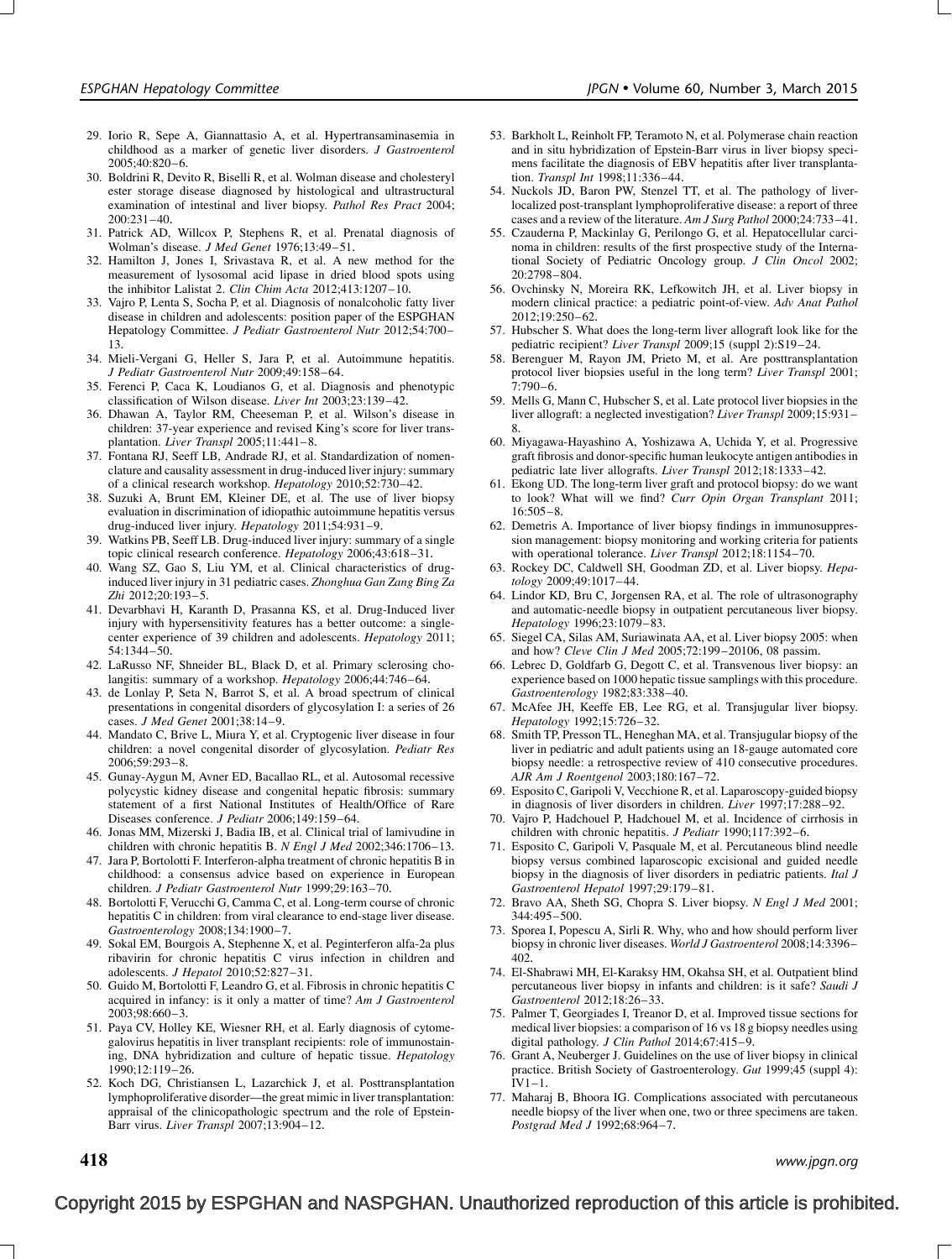29. Iorio R, Sepe A, Giannattasio A, et al. Hypertransaminasemia in childhood as a marker of genetic liver disorders. *J Gastroenterol* 2005;40:820–6.
30. Boldrini R, Devito R, Biselli R, et al. Wolman disease and cholesteryl ester storage disease diagnosed by histological and ultrastructural examination of intestinal and liver biopsy. *Pathol Res Pract* 2004; 200:231–40.
31. Patrick AD, Willcox P, Stephens R, et al. Prenatal diagnosis of Wolman's disease. *J Med Genet* 1976;13:49–51.
32. Hamilton J, Jones I, Srivastava R, et al. A new method for the measurement of lysosomal acid lipase in dried blood spots using the inhibitor Lalistat 2. *Clin Chim Acta* 2012;413:1207–10.
33. Vajro P, Lenta S, Socha P, et al. Diagnosis of nonalcoholic fatty liver disease in children and adolescents: position paper of the ESPGHAN Hepatology Committee. *J Pediatr Gastroenterol Nutr* 2012;54:700–13.
34. Mieli-Vergani G, Heller S, Jara P, et al. Autoimmune hepatitis. *J Pediatr Gastroenterol Nutr* 2009;49:158–64.
35. Ferenci P, Caca K, Loudianos G, et al. Diagnosis and phenotypic classification of Wilson disease. *Liver Int* 2003;23:139–42.
36. Dhawan A, Taylor RM, Cheeseman P, et al. Wilson's disease in children: 37-year experience and revised King's score for liver transplantation. *Liver Transpl* 2005;11:441–8.
37. Fontana RJ, Seeff LB, Andrade RJ, et al. Standardization of nomenclature and causality assessment in drug-induced liver injury: summary of a clinical research workshop. *Hepatology* 2010;52:730–42.
38. Suzuki A, Brunt EM, Kleiner DE, et al. The use of liver biopsy evaluation in discrimination of idiopathic autoimmune hepatitis versus drug-induced liver injury. *Hepatology* 2011;54:931–9.
39. Watkins PB, Seeff LB. Drug-induced liver injury: summary of a single topic clinical research conference. *Hepatology* 2006;43:618–31.
40. Wang SZ, Gao S, Liu YM, et al. Clinical characteristics of drug-induced liver injury in 31 pediatric cases. *Zhonghua Gan Zang Bing Za Zhi* 2012;20:193–5.
41. Devarbhavi H, Karanth D, Prasanna KS, et al. Drug-Induced liver injury with hypersensitivity features has a better outcome: a single-center experience of 39 children and adolescents. *Hepatology* 2011; 54:1344–50.
42. LaRusso NF, Shneider BL, Black D, et al. Primary sclerosing cholangitis: summary of a workshop. *Hepatology* 2006;44:746–64.
43. de Lonlay P, Seta N, Barrot S, et al. A broad spectrum of clinical presentations in congenital disorders of glycosylation I: a series of 26 cases. *J Med Genet* 2001;38:14–9.
44. Mandato C, Brive L, Miura Y, et al. Cryptogenic liver disease in four children: a novel congenital disorder of glycosylation. *Pediatr Res* 2006;59:293–8.
45. Gunay-Aygun M, Avner ED, Bacallao RL, et al. Autosomal recessive polycystic kidney disease and congenital hepatic fibrosis: summary statement of a first National Institutes of Health/Office of Rare Diseases conference. *J Pediatr* 2006;149:159–64.
46. Jonas MM, Mizerski J, Badia IB, et al. Clinical trial of lamivudine in children with chronic hepatitis B. *N Engl J Med* 2002;346:1706–13.
47. Jara P, Bortolotti F. Interferon-alpha treatment of chronic hepatitis B in childhood: a consensus advice based on experience in European children. *J Pediatr Gastroenterol Nutr* 1999;29:163–70.
48. Bortolotti F, Verucchi G, Camma C, et al. Long-term course of chronic hepatitis C in children: from viral clearance to end-stage liver disease. *Gastroenterology* 2008;134:1900–7.
49. Sokal EM, Bourgois A, Stephenne X, et al. Peginterferon alfa-2a plus ribavirin for chronic hepatitis C virus infection in children and adolescents. *J Hepatol* 2010;52:827–31.
50. Guido M, Bortolotti F, Leandro G, et al. Fibrosis in chronic hepatitis C acquired in infancy: is it only a matter of time? *Am J Gastroenterol* 2003;98:660–3.
51. Paya CV, Holley KE, Wiesner RH, et al. Early diagnosis of cytomegalovirus hepatitis in liver transplant recipients: role of immunostaining, DNA hybridization and culture of hepatic tissue. *Hepatology* 1990;12:119–26.
52. Koch DG, Christiansen L, Lazarchick J, et al. Posttransplantation lymphoproliferative disorder—the great mimic in liver transplantation: appraisal of the clinicopathologic spectrum and the role of Epstein-Barr virus. *Liver Transpl* 2007;13:904–12.
53. Barkholt L, Reinholt FP, Teramoto N, et al. Polymerase chain reaction and in situ hybridization of Epstein-Barr virus in liver biopsy specimens facilitate the diagnosis of EBV hepatitis after liver transplantation. *Transpl Int* 1998;11:336–44.
54. Nuckols JD, Baron PW, Stenzel TT, et al. The pathology of liver-localized post-transplant lymphoproliferative disease: a report of three cases and a review of the literature. *Am J Surg Pathol* 2000;24:733–41.
55. Czauderna P, Mackinlay G, Perilongo G, et al. Hepatocellular carcinoma in children: results of the first prospective study of the International Society of Pediatric Oncology group. *J Clin Oncol* 2002; 20:2798–804.
56. Ovchinsky N, Moreira RK, Lefkowitch JH, et al. Liver biopsy in modern clinical practice: a pediatric point-of-view. *Adv Anat Pathol* 2012;19:250–62.
57. Hubscher S. What does the long-term liver allograft look like for the pediatric recipient? *Liver Transpl* 2009;15 (suppl 2):S19–24.
58. Berenguer M, Rayon JM, Prieto M, et al. Are posttransplantation protocol liver biopsies useful in the long term? *Liver Transpl* 2001; 7:790–6.
59. Mells G, Mann C, Hubscher S, et al. Late protocol liver biopsies in the liver allograft: a neglected investigation? *Liver Transpl* 2009;15:931–8.
60. Miyagawa-Hayashino A, Yoshizawa A, Uchida Y, et al. Progressive graft fibrosis and donor-specific human leukocyte antigen antibodies in pediatric late liver allografts. *Liver Transpl* 2012;18:1333–42.
61. Ekong UD. The long-term liver graft and protocol biopsy: do we want to look? What will we find? *Curr Opin Organ Transplant* 2011; 16:505–8.
62. Demetris A. Importance of liver biopsy findings in immunosuppression management: biopsy monitoring and working criteria for patients with operational tolerance. *Liver Transpl* 2012;18:1154–70.
63. Rockey DC, Caldwell SH, Goodman ZD, et al. Liver biopsy. *Hepatology* 2009;49:1017–44.
64. Lindor KD, Bru C, Jorgensen RA, et al. The role of ultrasonography and automatic-needle biopsy in outpatient percutaneous liver biopsy. *Hepatology* 1996;23:1079–83.
65. Siegel CA, Silas AM, Suriawinata AA, et al. Liver biopsy 2005: when and how? *Cleve Clin J Med* 2005;72:199–20106, 08 passim.
66. Lebrec D, Goldfarb G, Degott C, et al. Transvenous liver biopsy: an experience based on 1000 hepatic tissue samplings with this procedure. *Gastroenterology* 1982;83:338–40.
67. McAfee JH, Keeffe EB, Lee RG, et al. Transjugular liver biopsy. *Hepatology* 1992;15:726–32.
68. Smith TP, Presson TL, Heneghan MA, et al. Transjugular biopsy of the liver in pediatric and adult patients using an 18-gauge automated core biopsy needle: a retrospective review of 410 consecutive procedures. *AJR Am J Roentgenol* 2003;180:167–72.
69. Esposito C, Garipoli V, Vecchione R, et al. Laparoscopy-guided biopsy in diagnosis of liver disorders in children. *Liver* 1997;17:288–92.
70. Vajro P, Hadchouel P, Hadchouel M, et al. Incidence of cirrhosis in children with chronic hepatitis. *J Pediatr* 1990;117:392–6.
71. Esposito C, Garipoli V, Pasquale M, et al. Percutaneous blind needle biopsy versus combined laparoscopic excisional and guided needle biopsy in the diagnosis of liver disorders in pediatric patients. *Ital J Gastroenterol Hepatol* 1997;29:179–81.
72. Bravo AA, Sheth SG, Chopra S. Liver biopsy. *N Engl J Med* 2001; 344:495–500.
73. Sporea I, Popescu A, Sirli R. Why, who and how should perform liver biopsy in chronic liver diseases. *World J Gastroenterol* 2008;14:3396–402.
74. El-Shabrawi MH, El-Karaksy HM, Okahsa SH, et al. Outpatient blind percutaneous liver biopsy in infants and children: is it safe? *Saudi J Gastroenterol* 2012;18:26–33.
75. Palmer T, Georgiades I, Treanor D, et al. Improved tissue sections for medical liver biopsies: a comparison of 16 vs 18 g biopsy needles using digital pathology. *J Clin Pathol* 2014;67:415–9.
76. Grant A, Neuberger J. Guidelines on the use of liver biopsy in clinical practice. British Society of Gastroenterology. *Gut* 1999;45 (suppl 4): IV1–1.
77. Maharaj B, Bhoora IG. Complications associated with percutaneous needle biopsy of the liver when one, two or three specimens are taken. *Postgrad Med J* 1992;68:964–7.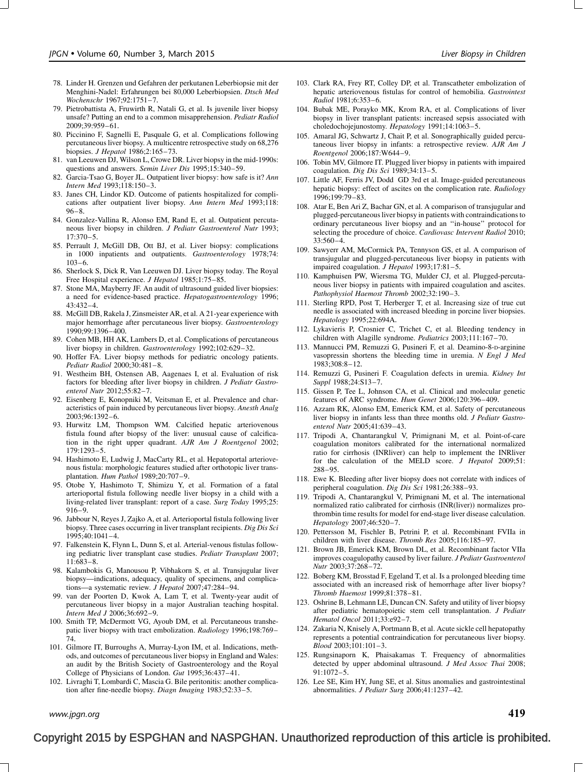78. Linder H. Grenzen und Gefahren der perkutanen Leberbiopsie mit der Menghini-Nadel: Erfahrungen bei 80,000 Leberbiopsien. *Dtsch Med Wochenschr* 1967;92:1751–7.
79. Pietrobattista A, Fruwirth R, Natali G, et al. Is juvenile liver biopsy unsafe? Putting an end to a common misapprehension. *Pediatr Radiol* 2009;39:959–61.
80. Piccinino F, Sagnelli E, Pasquale G, et al. Complications following percutaneous liver biopsy. A multicentre retrospective study on 68,276 biopsies. *J Hepatol* 1986;2:165–73.
81. van Leeuwen DJ, Wilson L, Crowe DR. Liver biopsy in the mid-1990s: questions and answers. *Semin Liver Dis* 1995;15:340–59.
82. Garcia-Tsao G, Boyer JL. Outpatient liver biopsy: how safe is it? *Ann Intern Med* 1993;118:150–3.
83. Janes CH, Lindor KD. Outcome of patients hospitalized for complications after outpatient liver biopsy. *Ann Intern Med* 1993;118: 96–8.
84. Gonzalez-Vallina R, Alonso EM, Rand E, et al. Outpatient percutaneous liver biopsy in children. *J Pediatr Gastroenterol Nutr* 1993; 17:370–5.
85. Perrault J, McGill DB, Ott BJ, et al. Liver biopsy: complications in 1000 inpatients and outpatients. *Gastroenterology* 1978;74: 103–6.
86. Sherlock S, Dick R, Van Leeuwen DJ. Liver biopsy today. The Royal Free Hospital experience. *J Hepatol* 1985;1:75–85.
87. Stone MA, Mayberry JF. An audit of ultrasound guided liver biopsies: a need for evidence-based practice. *Hepatogastroenterology* 1996; 43:432–4.
88. McGill DB, Rakela J, Zinsmeister AR, et al. A 21-year experience with major hemorrhage after percutaneous liver biopsy. *Gastroenterology* 1990;99:1396–400.
89. Cohen MB, HH AK, Lambers D, et al. Complications of percutaneous liver biopsy in children. *Gastroenterology* 1992;102:629–32.
90. Hoffer FA. Liver biopsy methods for pediatric oncology patients. *Pediatr Radiol* 2000;30:481–8.
91. Westheim BH, Ostensen AB, Aagenaes I, et al. Evaluation of risk factors for bleeding after liver biopsy in children. *J Pediatr Gastroenterol Nutr* 2012;55:82–7.
92. Eisenberg E, Konopniki M, Veitsman E, et al. Prevalence and characteristics of pain induced by percutaneous liver biopsy. *Anesth Analg* 2003;96:1392–6.
93. Hurwitz LM, Thompson WM. Calcified hepatic arteriovenous fistula found after biopsy of the liver: unusual cause of calcification in the right upper quadrant. *AJR Am J Roentgenol* 2002; 179:1293–5.
94. Hashimoto E, Ludwig J, MacCarty RL, et al. Hepatoportal arteriovenous fistula: morphologic features studied after orthotopic liver transplantation. *Hum Pathol* 1989;20:707–9.
95. Otobe Y, Hashimoto T, Shimizu Y, et al. Formation of a fatal arterioportal fistula following needle liver biopsy in a child with a living-related liver transplant: report of a case. *Surg Today* 1995;25: 916–9.
96. Jabbour N, Reyes J, Zajko A, et al. Arterioportal fistula following liver biopsy. Three cases occurring in liver transplant recipients. *Dig Dis Sci* 1995;40:1041–4.
97. Falkenstein K, Flynn L, Dunn S, et al. Arterial-venous fistulas following pediatric liver transplant case studies. *Pediatr Transplant* 2007; 11:683–8.
98. Kalambokis G, Manousou P, Vibhakorn S, et al. Transjugular liver biopsy—indications, adequacy, quality of specimens, and complications—a systematic review. *J Hepatol* 2007;47:284–94.
99. van der Poorten D, Kwok A, Lam T, et al. Twenty-year audit of percutaneous liver biopsy in a major Australian teaching hospital. *Intern Med J* 2006;36:692–9.
100. Smith TP, McDermott VG, Ayoub DM, et al. Percutaneous transhepatic liver biopsy with tract embolization. *Radiology* 1996;198:769–74.
101. Gilmore IT, Burroughs A, Murray-Lyon IM, et al. Indications, methods, and outcomes of percutaneous liver biopsy in England and Wales: an audit by the British Society of Gastroenterology and the Royal College of Physicians of London. *Gut* 1995;36:437–41.
102. Livraghi T, Lombardi C, Mascia G. Bile peritonitis: another complication after fine-needle biopsy. *Diagn Imaging* 1983;52:33–5.
103. Clark RA, Frey RT, Colley DP, et al. Transcatheter embolization of hepatic arteriovenous fistulas for control of hemobilia. *Gastrointest Radiol* 1981;6:353–6.
104. Bubak ME, Porayko MK, Krom RA, et al. Complications of liver biopsy in liver transplant patients: increased sepsis associated with choledochojejunostomy. *Hepatology* 1991;14:1063–5.
105. Amaral JG, Schwartz J, Chait P, et al. Sonographically guided percutaneous liver biopsy in infants: a retrospective review. *AJR Am J Roentgenol* 2006;187:W644–9.
106. Tobin MV, Gilmore IT. Plugged liver biopsy in patients with impaired coagulation. *Dig Dis Sci* 1989;34:13–5.
107. Little AF, Ferris JV, Dodd GD 3rd et al. Image-guided percutaneous hepatic biopsy: effect of ascites on the complication rate. *Radiology* 1996;199:79–83.
108. Atar E, Ben Ari Z, Bachar GN, et al. A comparison of transjugular and plugged-percutaneous liver biopsy in patients with contraindications to ordinary percutaneous liver biopsy and an ''in-house'' protocol for selecting the procedure of choice. *Cardiovasc Intervent Radiol* 2010; 33:560–4.
109. Sawyerr AM, McCormick PA, Tennyson GS, et al. A comparison of transjugular and plugged-percutaneous liver biopsy in patients with impaired coagulation. *J Hepatol* 1993;17:81–5.
110. Kamphuisen PW, Wiersma TG, Mulder CJ, et al. Plugged-percutaneous liver biopsy in patients with impaired coagulation and ascites. *Pathophysiol Haemost Thromb* 2002;32:190–3.
111. Sterling RPD, Post T, Herberger T, et al. Increasing size of true cut needle is associated with increased bleeding in porcine liver biopsies. *Hepatology* 1995;22:694A.
112. Lykavieris P, Crosnier C, Trichet C, et al. Bleeding tendency in children with Alagille syndrome. *Pediatrics* 2003;111:167–70.
113. Mannucci PM, Remuzzi G, Pusineri F, et al. Deamino-8-D-arginine vasopressin shortens the bleeding time in uremia. *N Engl J Med* 1983;308:8–12.
114. Remuzzi G, Pusineri F. Coagulation defects in uremia. *Kidney Int Suppl* 1988;24:S13–7.
115. Gissen P, Tee L, Johnson CA, et al. Clinical and molecular genetic features of ARC syndrome. *Hum Genet* 2006;120:396–409.
116. Azzam RK, Alonso EM, Emerick KM, et al. Safety of percutaneous liver biopsy in infants less than three months old. *J Pediatr Gastroenterol Nutr* 2005;41:639–43.
117. Tripodi A, Chantarangkul V, Primignani M, et al. Point-of-care coagulation monitors calibrated for the international normalized ratio for cirrhosis (INRliver) can help to implement the INRliver for the calculation of the MELD score. *J Hepatol* 2009;51: 288–95.
118. Ewe K. Bleeding after liver biopsy does not correlate with indices of peripheral coagulation. *Dig Dis Sci* 1981;26:388–93.
119. Tripodi A, Chantarangkul V, Primignani M, et al. The international normalized ratio calibrated for cirrhosis (INR(liver)) normalizes prothrombin time results for model for end-stage liver disease calculation. *Hepatology* 2007;46:520–7.
120. Pettersson M, Fischler B, Petrini P, et al. Recombinant FVIIa in children with liver disease. *Thromb Res* 2005;116:185–97.
121. Brown JB, Emerick KM, Brown DL, et al. Recombinant factor VIIa improves coagulopathy caused by liver failure. *J Pediatr Gastroenterol Nutr* 2003;37:268–72.
122. Boberg KM, Brosstad F, Egeland T, et al. Is a prolonged bleeding time associated with an increased risk of hemorrhage after liver biopsy? *Thromb Haemost* 1999;81:378–81.
123. Oshrine B, Lehmann LE, Duncan CN. Safety and utility of liver biopsy after pediatric hematopoietic stem cell transplantation. *J Pediatr Hematol Oncol* 2011;33:e92–7.
124. Zakaria N, Knisely A, Portmann B, et al. Acute sickle cell hepatopathy represents a potential contraindication for percutaneous liver biopsy. *Blood* 2003;101:101–3.
125. Rungsinaporn K, Phaisakamas T. Frequency of abnormalities detected by upper abdominal ultrasound. *J Med Assoc Thai* 2008; 91:1072–5.
126. Lee SE, Kim HY, Jung SE, et al. Situs anomalies and gastrointestinal abnormalities. *J Pediatr Surg* 2006;41:1237–42.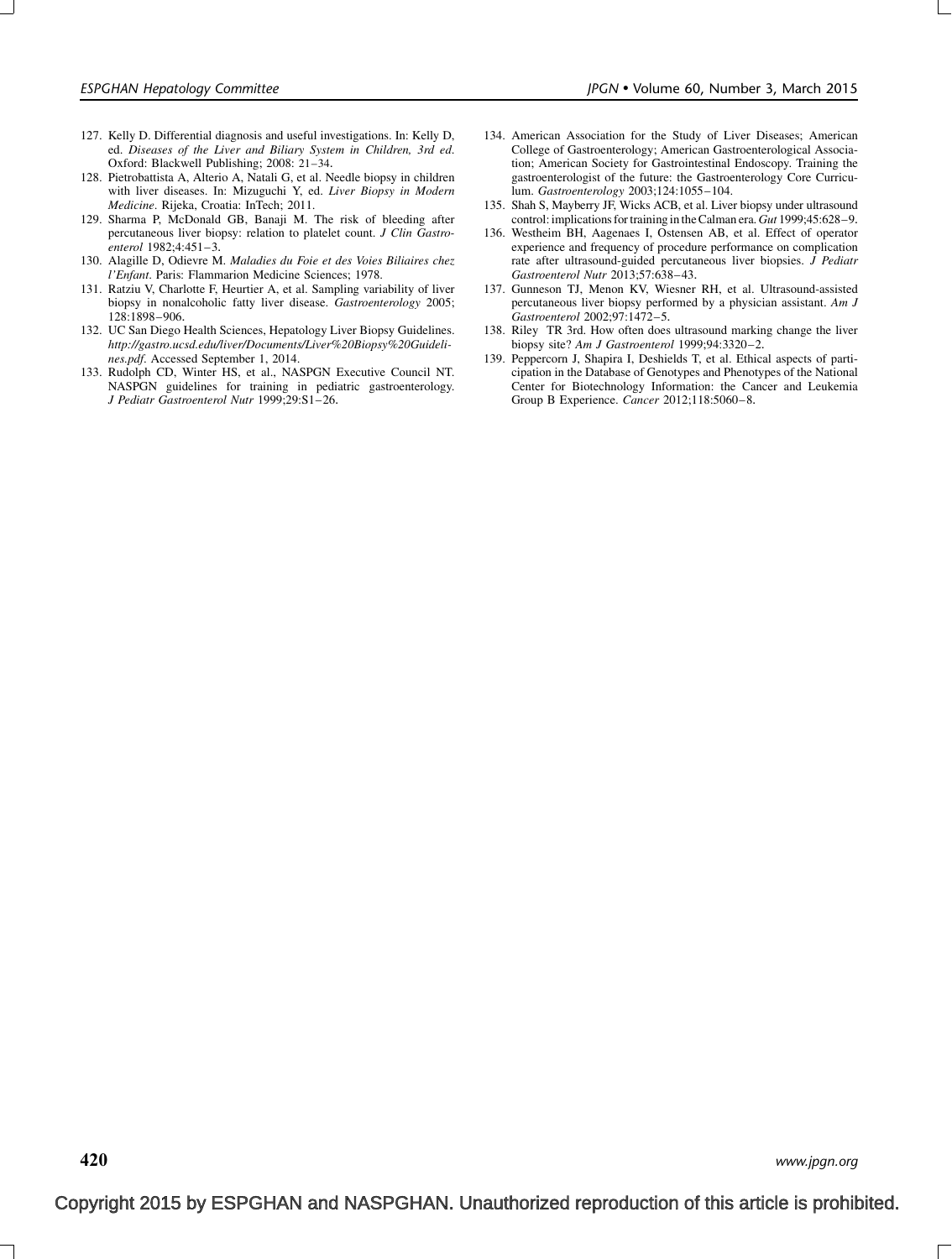127. Kelly D. Differential diagnosis and useful investigations. In: Kelly D, ed. *Diseases of the Liver and Biliary System in Children, 3rd ed*. Oxford: Blackwell Publishing; 2008: 21–34.
128. Pietrobattista A, Alterio A, Natali G, et al. Needle biopsy in children with liver diseases. In: Mizuguchi Y, ed. *Liver Biopsy in Modern Medicine*. Rijeka, Croatia: InTech; 2011.
129. Sharma P, McDonald GB, Banaji M. The risk of bleeding after percutaneous liver biopsy: relation to platelet count. *J Clin Gastroenterol* 1982;4:451–3.
130. Alagille D, Odievre M. *Maladies du Foie et des Voies Biliaires chez l'Enfant*. Paris: Flammarion Medicine Sciences; 1978.
131. Ratziu V, Charlotte F, Heurtier A, et al. Sampling variability of liver biopsy in nonalcoholic fatty liver disease. *Gastroenterology* 2005; 128:1898–906.
132. UC San Diego Health Sciences, Hepatology Liver Biopsy Guidelines. *http://gastro.ucsd.edu/liver/Documents/Liver%20Biopsy%20Guidelines.pdf*. Accessed September 1, 2014.
133. Rudolph CD, Winter HS, et al., NASPGN Executive Council NT. NASPGN guidelines for training in pediatric gastroenterology. *J Pediatr Gastroenterol Nutr* 1999;29:S1–26.
134. American Association for the Study of Liver Diseases; American College of Gastroenterology; American Gastroenterological Association; American Society for Gastrointestinal Endoscopy. Training the gastroenterologist of the future: the Gastroenterology Core Curriculum. *Gastroenterology* 2003;124:1055–104.
135. Shah S, Mayberry JF, Wicks ACB, et al. Liver biopsy under ultrasound control: implications for training in the Calman era. *Gut* 1999;45:628–9.
136. Westheim BH, Aagenaes I, Ostensen AB, et al. Effect of operator experience and frequency of procedure performance on complication rate after ultrasound-guided percutaneous liver biopsies. *J Pediatr Gastroenterol Nutr* 2013;57:638–43.
137. Gunneson TJ, Menon KV, Wiesner RH, et al. Ultrasound-assisted percutaneous liver biopsy performed by a physician assistant. *Am J Gastroenterol* 2002;97:1472–5.
138. Riley TR 3rd. How often does ultrasound marking change the liver biopsy site? *Am J Gastroenterol* 1999;94:3320–2.
139. Peppercorn J, Shapira I, Deshields T, et al. Ethical aspects of participation in the Database of Genotypes and Phenotypes of the National Center for Biotechnology Information: the Cancer and Leukemia Group B Experience. *Cancer* 2012;118:5060–8.